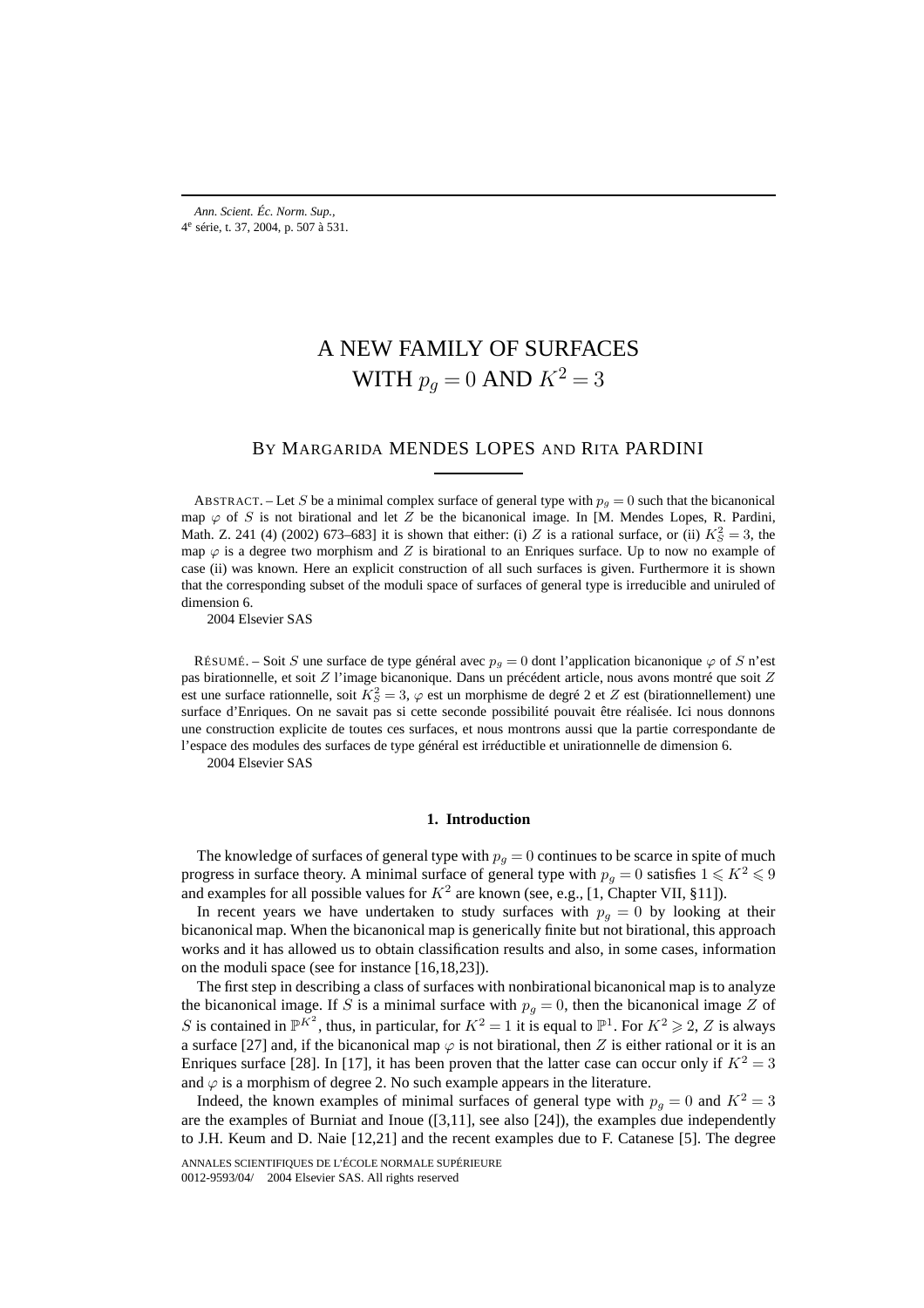*Ann. Scient. Éc. Norm. Sup.*,
4e série, t. 37, 2004, p. 507 à 531.

# A NEW FAMILY OF SURFACES WITH $p_g = 0$ AND $K^2 = 3$

## BY MARGARIDA MENDES LOPES AND RITA PARDINI

ABSTRACT. – Let $S$ be a minimal complex surface of general type with $p_g = 0$ such that the bicanonical map $\varphi$ of $S$ is not birational and let $Z$ be the bicanonical image. In [M. Mendes Lopes, R. Pardini, Math. Z. 241 (4) (2002) 673–683] it is shown that either: (i) $Z$ is a rational surface, or (ii) $K_S^2 = 3$, the map $\varphi$ is a degree two morphism and $Z$ is birational to an Enriques surface. Up to now no example of case (ii) was known. Here an explicit construction of all such surfaces is given. Furthermore it is shown that the corresponding subset of the moduli space of surfaces of general type is irreducible and uniruled of dimension 6.

2004 Elsevier SAS

RÉSUMÉ. – Soit $S$ une surface de type général avec $p_g = 0$ dont l'application bicanonique $\varphi$ of $S$ n'est pas birationnelle, et soit $Z$ l'image bicanonique. Dans un précédent article, nous avons montré que soit $Z$ est une surface rationnelle, soit $K_S^2 = 3$, $\varphi$ est un morphisme de degré 2 et $Z$ est (birationnellement) une surface d'Enriques. On ne savait pas si cette seconde possibilité pouvait être réalisée. Ici nous donnons une construction explicite de toutes ces surfaces, et nous montrons aussi que la partie correspondante de l'espace des modules des surfaces de type général est irréductible et unirationnelle de dimension 6.

2004 Elsevier SAS

### 1. Introduction

The knowledge of surfaces of general type with $p_g = 0$ continues to be scarce in spite of much progress in surface theory. A minimal surface of general type with $p_g = 0$ satisfies $1 \leqslant K^2 \leqslant 9$ and examples for all possible values for $K^2$ are known (see, e.g., [1, Chapter VII, §11]).

In recent years we have undertaken to study surfaces with $p_g = 0$ by looking at their bicanonical map. When the bicanonical map is generically finite but not birational, this approach works and it has allowed us to obtain classification results and also, in some cases, information on the moduli space (see for instance [16,18,23]).

The first step in describing a class of surfaces with nonbirational bicanonical map is to analyze the bicanonical image. If $S$ is a minimal surface with $p_g = 0$, then the bicanonical image $Z$ of $S$ is contained in $\mathbb{P}^{K^2}$, thus, in particular, for $K^2 = 1$ it is equal to $\mathbb{P}^1$. For $K^2 \geqslant 2$, $Z$ is always a surface [27] and, if the bicanonical map $\varphi$ is not birational, then $Z$ is either rational or it is an Enriques surface [28]. In [17], it has been proven that the latter case can occur only if $K^2 = 3$ and $\varphi$ is a morphism of degree 2. No such example appears in the literature.

Indeed, the known examples of minimal surfaces of general type with $p_g = 0$ and $K^2 = 3$ are the examples of Burniat and Inoue ([3,11], see also [24]), the examples due independently to J.H. Keum and D. Naie [12,21] and the recent examples due to F. Catanese [5]. The degree

ANNALES SCIENTIFIQUES DE L'ÉCOLE NORMALE SUPÉRIEURE
0012-9593/04/ 2004 Elsevier SAS. All rights reserved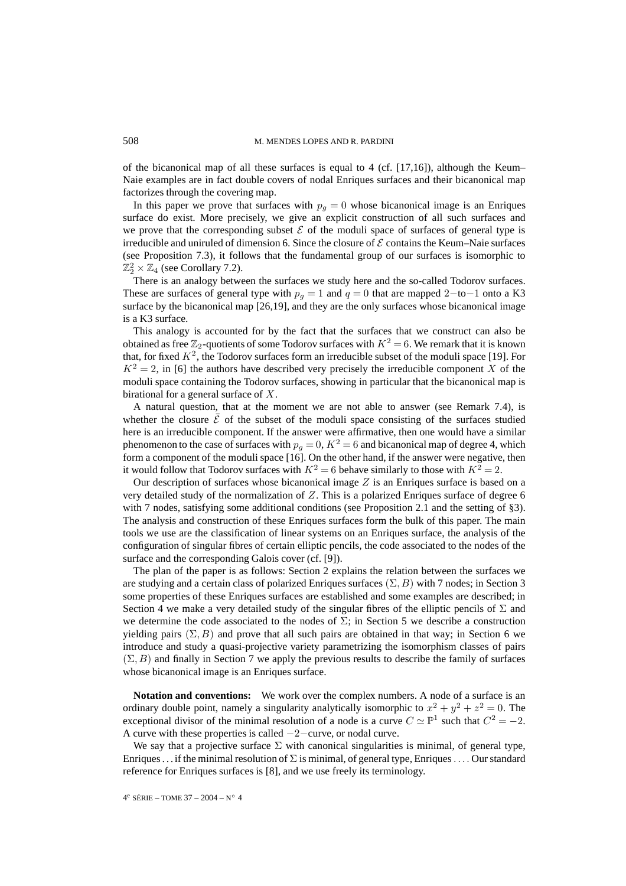of the bicanonical map of all these surfaces is equal to 4 (cf. [17,16]), although the Keum–Naie examples are in fact double covers of nodal Enriques surfaces and their bicanonical map factorizes through the covering map.

In this paper we prove that surfaces with $p_g = 0$ whose bicanonical image is an Enriques surface do exist. More precisely, we give an explicit construction of all such surfaces and we prove that the corresponding subset $\mathcal{E}$ of the moduli space of surfaces of general type is irreducible and uniruled of dimension 6. Since the closure of $\mathcal{E}$ contains the Keum–Naie surfaces (see Proposition 7.3), it follows that the fundamental group of our surfaces is isomorphic to $\mathbb{Z}_2^2 \times \mathbb{Z}_4$ (see Corollary 7.2).

There is an analogy between the surfaces we study here and the so-called Todorov surfaces. These are surfaces of general type with $p_g = 1$ and $q = 0$ that are mapped $2-$to$-1$ onto a K3 surface by the bicanonical map [26,19], and they are the only surfaces whose bicanonical image is a K3 surface.

This analogy is accounted for by the fact that the surfaces that we construct can also be obtained as free $\mathbb{Z}_2$-quotients of some Todorov surfaces with $K^2 = 6$. We remark that it is known that, for fixed $K^2$, the Todorov surfaces form an irreducible subset of the moduli space [19]. For $K^2 = 2$, in [6] the authors have described very precisely the irreducible component $X$ of the moduli space containing the Todorov surfaces, showing in particular that the bicanonical map is birational for a general surface of $X$.

A natural question, that at the moment we are not able to answer (see Remark 7.4), is whether the closure $\bar{\mathcal{E}}$ of the subset of the moduli space consisting of the surfaces studied here is an irreducible component. If the answer were affirmative, then one would have a similar phenomenon to the case of surfaces with $p_g = 0$, $K^2 = 6$ and bicanonical map of degree 4, which form a component of the moduli space [16]. On the other hand, if the answer were negative, then it would follow that Todorov surfaces with $K^2 = 6$ behave similarly to those with $K^2 = 2$.

Our description of surfaces whose bicanonical image $Z$ is an Enriques surface is based on a very detailed study of the normalization of $Z$. This is a polarized Enriques surface of degree 6 with 7 nodes, satisfying some additional conditions (see Proposition 2.1 and the setting of §3). The analysis and construction of these Enriques surfaces form the bulk of this paper. The main tools we use are the classification of linear systems on an Enriques surface, the analysis of the configuration of singular fibres of certain elliptic pencils, the code associated to the nodes of the surface and the corresponding Galois cover (cf. [9]).

The plan of the paper is as follows: Section 2 explains the relation between the surfaces we are studying and a certain class of polarized Enriques surfaces $(\Sigma, B)$ with 7 nodes; in Section 3 some properties of these Enriques surfaces are established and some examples are described; in Section 4 we make a very detailed study of the singular fibres of the elliptic pencils of $\Sigma$ and we determine the code associated to the nodes of $\Sigma$; in Section 5 we describe a construction yielding pairs $(\Sigma, B)$ and prove that all such pairs are obtained in that way; in Section 6 we introduce and study a quasi-projective variety parametrizing the isomorphism classes of pairs $(\Sigma, B)$ and finally in Section 7 we apply the previous results to describe the family of surfaces whose bicanonical image is an Enriques surface.

**Notation and conventions:** We work over the complex numbers. A node of a surface is an ordinary double point, namely a singularity analytically isomorphic to $x^2 + y^2 + z^2 = 0$. The exceptional divisor of the minimal resolution of a node is a curve $C \simeq \mathbb{P}^1$ such that $C^2 = -2$. A curve with these properties is called $-2-$curve, or nodal curve.

We say that a projective surface $\Sigma$ with canonical singularities is minimal, of general type, Enriques ... if the minimal resolution of $\Sigma$ is minimal, of general type, Enriques .... Our standard reference for Enriques surfaces is [8], and we use freely its terminology.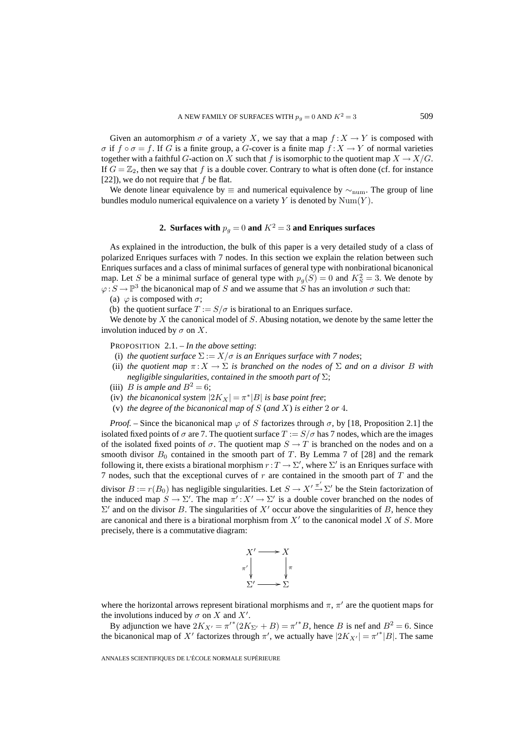Given an automorphism $\sigma$ of a variety $X$, we say that a map $f : X \to Y$ is composed with $\sigma$ if $f \circ \sigma = f$. If $G$ is a finite group, a $G$-cover is a finite map $f : X \to Y$ of normal varieties together with a faithful $G$-action on $X$ such that $f$ is isomorphic to the quotient map $X \to X/G$. If $G = \mathbb{Z}_2$, then we say that $f$ is a double cover. Contrary to what is often done (cf. for instance [22]), we do not require that $f$ be flat.

We denote linear equivalence by $\equiv$ and numerical equivalence by $\sim_{\text{num}}$. The group of line bundles modulo numerical equivalence on a variety $Y$ is denoted by $\text{Num}(Y)$.

## 2. Surfaces with $p_g = 0$ and $K^2 = 3$ and Enriques surfaces

As explained in the introduction, the bulk of this paper is a very detailed study of a class of polarized Enriques surfaces with 7 nodes. In this section we explain the relation between such Enriques surfaces and a class of minimal surfaces of general type with nonbirational bicanonical map. Let $S$ be a minimal surface of general type with $p_g(S) = 0$ and $K_S^2 = 3$. We denote by $\varphi : S \to \mathbb{P}^3$ the bicanonical map of $S$ and we assume that $S$ has an involution $\sigma$ such that:

(a) $\varphi$ is composed with $\sigma$;

(b) the quotient surface $T := S/\sigma$ is birational to an Enriques surface.

We denote by $X$ the canonical model of $S$. Abusing notation, we denote by the same letter the involution induced by $\sigma$ on $X$.

PROPOSITION 2.1. – *In the above setting*:

(i) *the quotient surface* $\Sigma := X/\sigma$ *is an Enriques surface with 7 nodes*;

(ii) *the quotient map* $\pi : X \to \Sigma$ *is branched on the nodes of* $\Sigma$ *and on a divisor* $B$ *with negligible singularities, contained in the smooth part of* $\Sigma$;

(iii) $B$ *is ample and* $B^2 = 6$;

(iv) *the bicanonical system* $|2K_X| = \pi^*|B|$ *is base point free*;

(v) *the degree of the bicanonical map of* $S$ (*and* $X$) *is either* 2 *or* 4.

*Proof.* – Since the bicanonical map $\varphi$ of $S$ factorizes through $\sigma$, by [18, Proposition 2.1] the isolated fixed points of $\sigma$ are 7. The quotient surface $T := S/\sigma$ has 7 nodes, which are the images of the isolated fixed points of $\sigma$. The quotient map $S \to T$ is branched on the nodes and on a smooth divisor $B_0$ contained in the smooth part of $T$. By Lemma 7 of [28] and the remark following it, there exists a birational morphism $r : T \to \Sigma'$, where $\Sigma'$ is an Enriques surface with 7 nodes, such that the exceptional curves of $r$ are contained in the smooth part of $T$ and the divisor $B := r(B_0)$ has negligible singularities. Let $S \to X' \xrightarrow{\pi'} \Sigma'$ be the Stein factorization of the induced map $S \to \Sigma'$. The map $\pi' : X' \to \Sigma'$ is a double cover branched on the nodes of $\Sigma'$ and on the divisor $B$. The singularities of $X'$ occur above the singularities of $B$, hence they are canonical and there is a birational morphism from $X'$ to the canonical model $X$ of $S$. More precisely, there is a commutative diagram:

$$\begin{array}{ccc} X' & \longrightarrow & X \\ \downarrow{\scriptstyle \pi'} & & \downarrow{\scriptstyle \pi} \\ \Sigma' & \longrightarrow & \Sigma \end{array}$$

where the horizontal arrows represent birational morphisms and $\pi$, $\pi'$ are the quotient maps for the involutions induced by $\sigma$ on $X$ and $X'$.

By adjunction we have $2K_{X'} = {\pi'}^*(2K_{\Sigma'} + B) = {\pi'}^*B$, hence $B$ is nef and $B^2 = 6$. Since the bicanonical map of $X'$ factorizes through $\pi'$, we actually have $|2K_{X'}| = {\pi'}^*|B|$. The same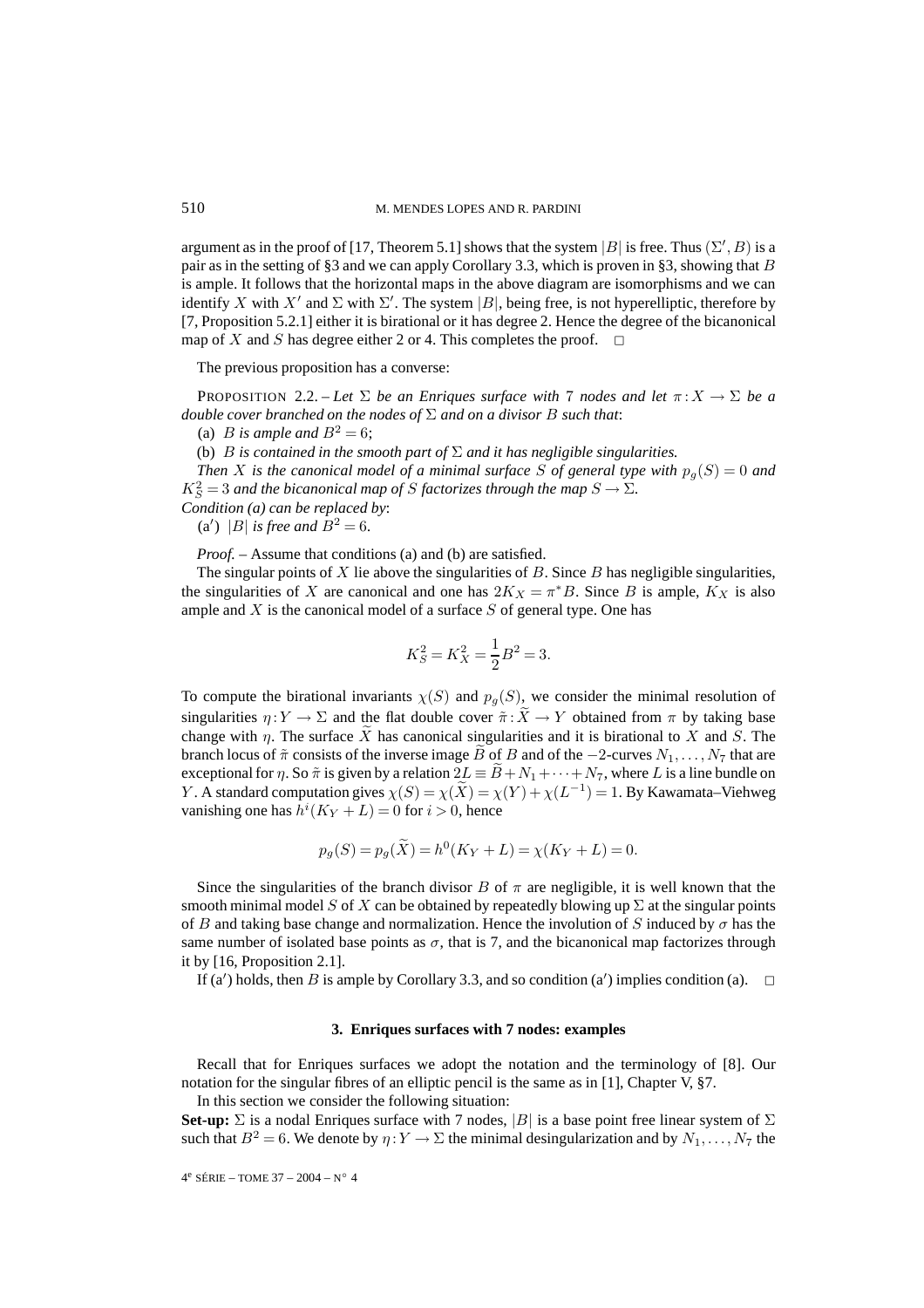argument as in the proof of [17, Theorem 5.1] shows that the system $|B|$ is free. Thus $(\Sigma', B)$ is a pair as in the setting of §3 and we can apply Corollary 3.3, which is proven in §3, showing that $B$ is ample. It follows that the horizontal maps in the above diagram are isomorphisms and we can identify $X$ with $X'$ and $\Sigma$ with $\Sigma'$. The system $|B|$, being free, is not hyperelliptic, therefore by [7, Proposition 5.2.1] either it is birational or it has degree 2. Hence the degree of the bicanonical map of $X$ and $S$ has degree either 2 or 4. This completes the proof. □

The previous proposition has a converse:

PROPOSITION 2.2. – *Let $\Sigma$ be an Enriques surface with 7 nodes and let $\pi : X \to \Sigma$ be a double cover branched on the nodes of $\Sigma$ and on a divisor $B$ such that*:

(a) *$B$ is ample and $B^2 = 6$;*

(b) *$B$ is contained in the smooth part of $\Sigma$ and it has negligible singularities.*

*Then $X$ is the canonical model of a minimal surface $S$ of general type with $p_g(S) = 0$ and $K_S^2 = 3$ and the bicanonical map of $S$ factorizes through the map $S \to \Sigma$.*

*Condition (a) can be replaced by*:

(a$'$) *$|B|$ is free and $B^2 = 6$.*

*Proof.* – Assume that conditions (a) and (b) are satisfied.

The singular points of $X$ lie above the singularities of $B$. Since $B$ has negligible singularities, the singularities of $X$ are canonical and one has $2K_X = \pi^* B$. Since $B$ is ample, $K_X$ is also ample and $X$ is the canonical model of a surface $S$ of general type. One has

$$K_S^2 = K_X^2 = \frac{1}{2}B^2 = 3.$$

To compute the birational invariants $\chi(S)$ and $p_g(S)$, we consider the minimal resolution of singularities $\eta : Y \to \Sigma$ and the flat double cover $\tilde{\pi} : \widetilde{X} \to Y$ obtained from $\pi$ by taking base change with $\eta$. The surface $\widetilde{X}$ has canonical singularities and it is birational to $X$ and $S$. The branch locus of $\tilde{\pi}$ consists of the inverse image $\widetilde{B}$ of $B$ and of the $-2$-curves $N_1, \ldots, N_7$ that are exceptional for $\eta$. So $\tilde{\pi}$ is given by a relation $2L \equiv \widetilde{B} + N_1 + \cdots + N_7$, where $L$ is a line bundle on $Y$. A standard computation gives $\chi(S) = \chi(\widetilde{X}) = \chi(Y) + \chi(L^{-1}) = 1$. By Kawamata–Viehweg vanishing one has $h^i(K_Y + L) = 0$ for $i > 0$, hence

$$p_g(S) = p_g(\widetilde{X}) = h^0(K_Y + L) = \chi(K_Y + L) = 0.$$

Since the singularities of the branch divisor $B$ of $\pi$ are negligible, it is well known that the smooth minimal model $S$ of $X$ can be obtained by repeatedly blowing up $\Sigma$ at the singular points of $B$ and taking base change and normalization. Hence the involution of $S$ induced by $\sigma$ has the same number of isolated base points as $\sigma$, that is 7, and the bicanonical map factorizes through it by [16, Proposition 2.1].

If (a$'$) holds, then $B$ is ample by Corollary 3.3, and so condition (a$'$) implies condition (a). □

### 3. Enriques surfaces with 7 nodes: examples

Recall that for Enriques surfaces we adopt the notation and the terminology of [8]. Our notation for the singular fibres of an elliptic pencil is the same as in [1], Chapter V, §7.

In this section we consider the following situation:

**Set-up:** $\Sigma$ is a nodal Enriques surface with 7 nodes, $|B|$ is a base point free linear system of $\Sigma$ such that $B^2 = 6$. We denote by $\eta : Y \to \Sigma$ the minimal desingularization and by $N_1, \ldots, N_7$ the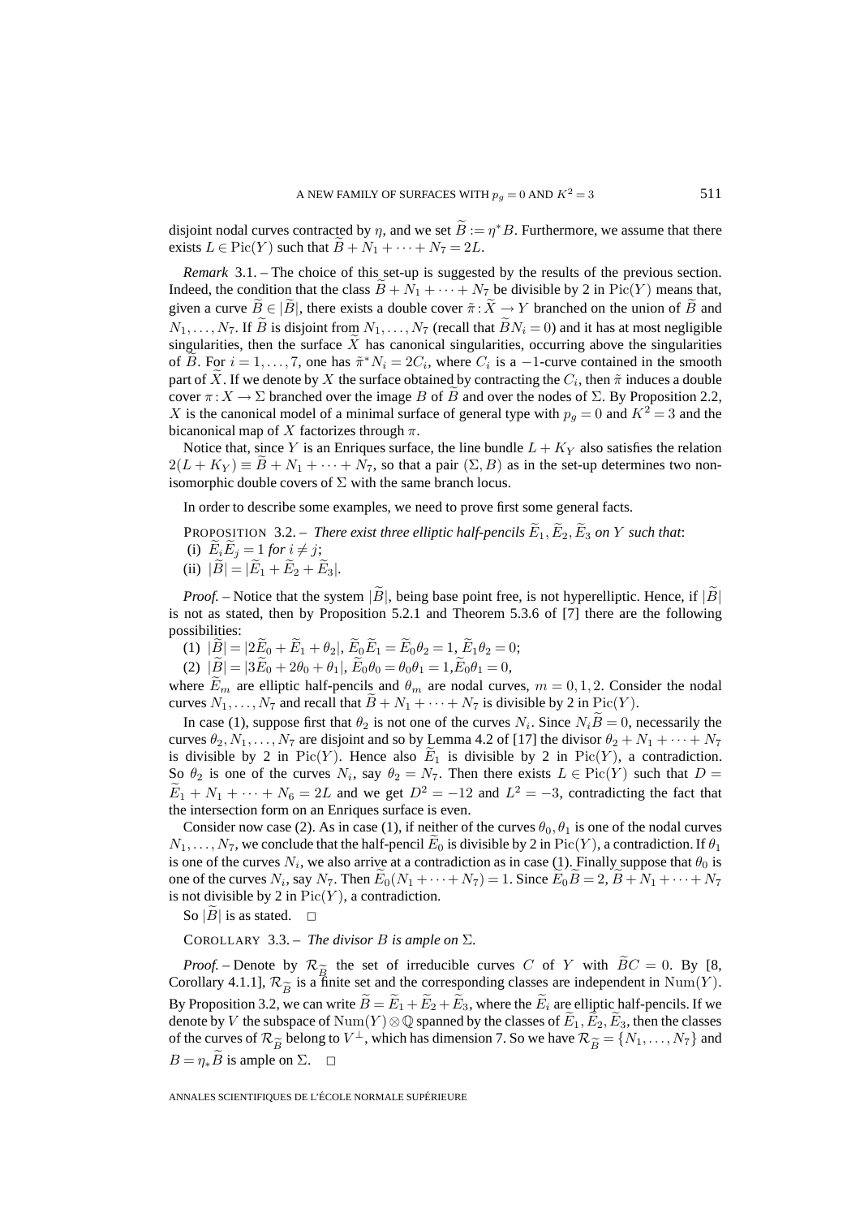disjoint nodal curves contracted by $\eta$, and we set $\widetilde{B} := \eta^* B$. Furthermore, we assume that there exists $L \in \mathrm{Pic}(Y)$ such that $\widetilde{B} + N_1 + \cdots + N_7 = 2L$.

*Remark* 3.1. – The choice of this set-up is suggested by the results of the previous section. Indeed, the condition that the class $\widetilde{B} + N_1 + \cdots + N_7$ be divisible by 2 in $\mathrm{Pic}(Y)$ means that, given a curve $\widetilde{B} \in |\widetilde{B}|$, there exists a double cover $\tilde{\pi}: \widetilde{X} \to Y$ branched on the union of $\widetilde{B}$ and $N_1, \ldots, N_7$. If $\widetilde{B}$ is disjoint from $N_1, \ldots, N_7$ (recall that $\widetilde{B} N_i = 0$) and it has at most negligible singularities, then the surface $\widetilde{X}$ has canonical singularities, occurring above the singularities of $\widetilde{B}$. For $i = 1, \ldots, 7$, one has $\tilde{\pi}^* N_i = 2C_i$, where $C_i$ is a $-1$-curve contained in the smooth part of $\widetilde{X}$. If we denote by $X$ the surface obtained by contracting the $C_i$, then $\tilde{\pi}$ induces a double cover $\pi: X \to \Sigma$ branched over the image $B$ of $\widetilde{B}$ and over the nodes of $\Sigma$. By Proposition 2.2, $X$ is the canonical model of a minimal surface of general type with $p_g = 0$ and $K^2 = 3$ and the bicanonical map of $X$ factorizes through $\pi$.

Notice that, since $Y$ is an Enriques surface, the line bundle $L + K_Y$ also satisfies the relation $2(L + K_Y) \equiv \widetilde{B} + N_1 + \cdots + N_7$, so that a pair $(\Sigma, B)$ as in the set-up determines two non-isomorphic double covers of $\Sigma$ with the same branch locus.

In order to describe some examples, we need to prove first some general facts.

PROPOSITION 3.2. – *There exist three elliptic half-pencils $\widetilde{E}_1, \widetilde{E}_2, \widetilde{E}_3$ on $Y$ such that*:
(i) $\widetilde{E}_i \widetilde{E}_j = 1$ *for* $i \neq j$;
(ii) $|\widetilde{B}| = |\widetilde{E}_1 + \widetilde{E}_2 + \widetilde{E}_3|$.

*Proof.* – Notice that the system $|\widetilde{B}|$, being base point free, is not hyperelliptic. Hence, if $|\widetilde{B}|$ is not as stated, then by Proposition 5.2.1 and Theorem 5.3.6 of [7] there are the following possibilities:

(1) $|\widetilde{B}| = |2\widetilde{E}_0 + \widetilde{E}_1 + \theta_2|$, $\widetilde{E}_0 \widetilde{E}_1 = \widetilde{E}_0 \theta_2 = 1$, $\widetilde{E}_1 \theta_2 = 0$;

(2) $|\widetilde{B}| = |3\widetilde{E}_0 + 2\theta_0 + \theta_1|$, $\widetilde{E}_0 \theta_0 = \theta_0 \theta_1 = 1$, $\widetilde{E}_0 \theta_1 = 0$,

where $\widetilde{E}_m$ are elliptic half-pencils and $\theta_m$ are nodal curves, $m = 0, 1, 2$. Consider the nodal curves $N_1, \ldots, N_7$ and recall that $\widetilde{B} + N_1 + \cdots + N_7$ is divisible by 2 in $\mathrm{Pic}(Y)$.

In case (1), suppose first that $\theta_2$ is not one of the curves $N_i$. Since $N_i \widetilde{B} = 0$, necessarily the curves $\theta_2, N_1, \ldots, N_7$ are disjoint and so by Lemma 4.2 of [17] the divisor $\theta_2 + N_1 + \cdots + N_7$ is divisible by 2 in $\mathrm{Pic}(Y)$. Hence also $\widetilde{E}_1$ is divisible by 2 in $\mathrm{Pic}(Y)$, a contradiction. So $\theta_2$ is one of the curves $N_i$, say $\theta_2 = N_7$. Then there exists $L \in \mathrm{Pic}(Y)$ such that $D = \widetilde{E}_1 + N_1 + \cdots + N_6 = 2L$ and we get $D^2 = -12$ and $L^2 = -3$, contradicting the fact that the intersection form on an Enriques surface is even.

Consider now case (2). As in case (1), if neither of the curves $\theta_0, \theta_1$ is one of the nodal curves $N_1, \ldots, N_7$, we conclude that the half-pencil $\widetilde{E}_0$ is divisible by 2 in $\mathrm{Pic}(Y)$, a contradiction. If $\theta_1$ is one of the curves $N_i$, we also arrive at a contradiction as in case (1). Finally suppose that $\theta_0$ is one of the curves $N_i$, say $N_7$. Then $\widetilde{E}_0(N_1 + \cdots + N_7) = 1$. Since $\widetilde{E}_0 \widetilde{B} = 2$, $\widetilde{B} + N_1 + \cdots + N_7$ is not divisible by 2 in $\mathrm{Pic}(Y)$, a contradiction.

So $|\widetilde{B}|$ is as stated. □

COROLLARY 3.3. – *The divisor $B$ is ample on $\Sigma$.*

*Proof.* – Denote by $\mathcal{R}_{\widetilde{B}}$ the set of irreducible curves $C$ of $Y$ with $\widetilde{B} C = 0$. By [8, Corollary 4.1.1], $\mathcal{R}_{\widetilde{B}}$ is a finite set and the corresponding classes are independent in $\mathrm{Num}(Y)$. By Proposition 3.2, we can write $\widetilde{B} = \widetilde{E}_1 + \widetilde{E}_2 + \widetilde{E}_3$, where the $\widetilde{E}_i$ are elliptic half-pencils. If we denote by $V$ the subspace of $\mathrm{Num}(Y) \otimes \mathbb{Q}$ spanned by the classes of $\widetilde{E}_1, \widetilde{E}_2, \widetilde{E}_3$, then the classes of the curves of $\mathcal{R}_{\widetilde{B}}$ belong to $V^\perp$, which has dimension 7. So we have $\mathcal{R}_{\widetilde{B}} = \{N_1, \ldots, N_7\}$ and $B = \eta_* \widetilde{B}$ is ample on $\Sigma$. □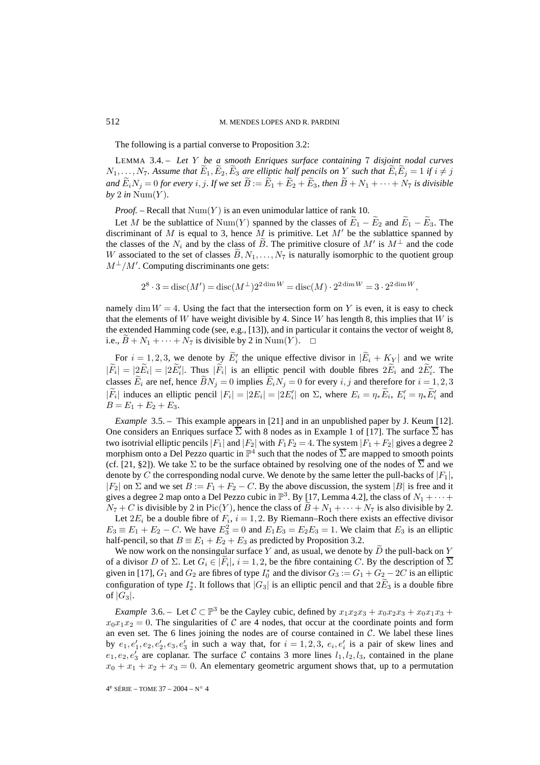The following is a partial converse to Proposition 3.2:

LEMMA 3.4. – *Let $Y$ be a smooth Enriques surface containing 7 disjoint nodal curves $N_1,\dots,N_7$. Assume that $\widetilde{E}_1,\widetilde{E}_2,\widetilde{E}_3$ are elliptic half pencils on $Y$ such that $\widetilde{E}_i\widetilde{E}_j=1$ if $i\neq j$ and $\widetilde{E}_iN_j=0$ for every $i,j$. If we set $\widetilde{B}:=\widetilde{E}_1+\widetilde{E}_2+\widetilde{E}_3$, then $\widetilde{B}+N_1+\cdots+N_7$ is divisible by 2 in $\operatorname{Num}(Y)$.*

*Proof.* – Recall that $\operatorname{Num}(Y)$ is an even unimodular lattice of rank 10.

Let $M$ be the sublattice of $\operatorname{Num}(Y)$ spanned by the classes of $\widetilde{E}_1-\widetilde{E}_2$ and $\widetilde{E}_1-\widetilde{E}_3$. The discriminant of $M$ is equal to 3, hence $M$ is primitive. Let $M'$ be the sublattice spanned by the classes of the $N_i$ and by the class of $\widetilde{B}$. The primitive closure of $M'$ is $M^\perp$ and the code $W$ associated to the set of classes $\widetilde{B},N_1,\dots,N_7$ is naturally isomorphic to the quotient group $M^\perp/M'$. Computing discriminants one gets:

$$2^8\cdot 3=\operatorname{disc}(M')=\operatorname{disc}(M^\perp)2^{2\dim W}=\operatorname{disc}(M)\cdot 2^{2\dim W}=3\cdot 2^{2\dim W},$$

namely $\dim W=4$. Using the fact that the intersection form on $Y$ is even, it is easy to check that the elements of $W$ have weight divisible by 4. Since $W$ has length 8, this implies that $W$ is the extended Hamming code (see, e.g., [13]), and in particular it contains the vector of weight 8, i.e., $\widetilde{B}+N_1+\cdots+N_7$ is divisible by 2 in $\operatorname{Num}(Y)$. □

For $i=1,2,3$, we denote by $\widetilde{E}'_i$ the unique effective divisor in $|\widetilde{E}_i+K_Y|$ and we write $|\widetilde{F}_i|=|2\widetilde{E}_i|=|2\widetilde{E}'_i|$. Thus $|\widetilde{F}_i|$ is an elliptic pencil with double fibres $2\widetilde{E}_i$ and $2\widetilde{E}'_i$. The classes $\widetilde{E}_i$ are nef, hence $\widetilde{B}N_j=0$ implies $\widetilde{E}_iN_j=0$ for every $i,j$ and therefore for $i=1,2,3$ $|\widetilde{F}_i|$ induces an elliptic pencil $|F_i|=|2E_i|=|2E'_i|$ on $\Sigma$, where $E_i=\eta_*\widetilde{E}_i$, $E'_i=\eta_*\widetilde{E}'_i$ and $B=E_1+E_2+E_3$.

*Example* 3.5. – This example appears in [21] and in an unpublished paper by J. Keum [12]. One considers an Enriques surface $\overline{\Sigma}$ with 8 nodes as in Example 1 of [17]. The surface $\overline{\Sigma}$ has two isotrivial elliptic pencils $|F_1|$ and $|F_2|$ with $F_1F_2=4$. The system $|F_1+F_2|$ gives a degree 2 morphism onto a Del Pezzo quartic in $\mathbb{P}^4$ such that the nodes of $\overline{\Sigma}$ are mapped to smooth points (cf. [21, §2]). We take $\Sigma$ to be the surface obtained by resolving one of the nodes of $\overline{\Sigma}$ and we denote by $C$ the corresponding nodal curve. We denote by the same letter the pull-backs of $|F_1|$, $|F_2|$ on $\Sigma$ and we set $B:=F_1+F_2-C$. By the above discussion, the system $|B|$ is free and it gives a degree 2 map onto a Del Pezzo cubic in $\mathbb{P}^3$. By [17, Lemma 4.2], the class of $N_1+\cdots+N_7+C$ is divisible by 2 in $\operatorname{Pic}(Y)$, hence the class of $\widetilde{B}+N_1+\cdots+N_7$ is also divisible by 2.

Let $2E_i$ be a double fibre of $F_i$, $i=1,2$. By Riemann–Roch there exists an effective divisor $E_3\equiv E_1+E_2-C$. We have $E_3^2=0$ and $E_1E_3=E_2E_3=1$. We claim that $E_3$ is an elliptic half-pencil, so that $B\equiv E_1+E_2+E_3$ as predicted by Proposition 3.2.

We now work on the nonsingular surface $Y$ and, as usual, we denote by $\widetilde{D}$ the pull-back on $Y$ of a divisor $D$ of $\Sigma$. Let $G_i\in|\widetilde{F}_i|$, $i=1,2$, be the fibre containing $C$. By the description of $\overline{\Sigma}$ given in [17], $G_1$ and $G_2$ are fibres of type $I_0^*$ and the divisor $G_3:=G_1+G_2-2C$ is an elliptic configuration of type $I_2^*$. It follows that $|G_3|$ is an elliptic pencil and that $2\widetilde{E}_3$ is a double fibre of $|G_3|$.

*Example* 3.6. – Let $\mathcal{C}\subset\mathbb{P}^3$ be the Cayley cubic, defined by $x_1x_2x_3+x_0x_2x_3+x_0x_1x_3+x_0x_1x_2=0$. The singularities of $\mathcal{C}$ are 4 nodes, that occur at the coordinate points and form an even set. The 6 lines joining the nodes are of course contained in $\mathcal{C}$. We label these lines by $e_1,e'_1,e_2,e'_2,e_3,e'_3$ in such a way that, for $i=1,2,3$, $e_i,e'_i$ is a pair of skew lines and $e_1,e_2,e'_3$ are coplanar. The surface $\mathcal{C}$ contains 3 more lines $l_1,l_2,l_3$, contained in the plane $x_0+x_1+x_2+x_3=0$. An elementary geometric argument shows that, up to a permutation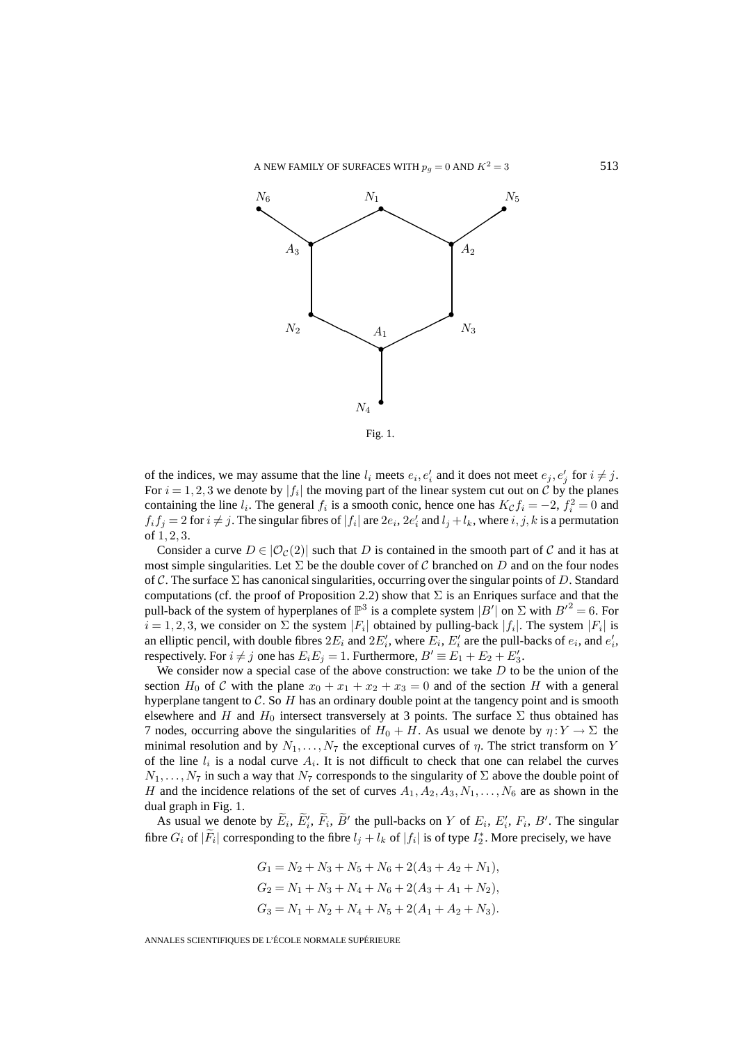Fig. 1.

of the indices, we may assume that the line $l_i$ meets $e_i, e'_i$ and it does not meet $e_j, e'_j$ for $i \neq j$. For $i = 1, 2, 3$ we denote by $|f_i|$ the moving part of the linear system cut out on $\mathcal{C}$ by the planes containing the line $l_i$. The general $f_i$ is a smooth conic, hence one has $K_{\mathcal{C}} f_i = -2$, $f_i^2 = 0$ and $f_i f_j = 2$ for $i \neq j$. The singular fibres of $|f_i|$ are $2e_i$, $2e'_i$ and $l_j + l_k$, where $i, j, k$ is a permutation of $1, 2, 3$.

Consider a curve $D \in |\mathcal{O}_{\mathcal{C}}(2)|$ such that $D$ is contained in the smooth part of $\mathcal{C}$ and it has at most simple singularities. Let $\Sigma$ be the double cover of $\mathcal{C}$ branched on $D$ and on the four nodes of $\mathcal{C}$. The surface $\Sigma$ has canonical singularities, occurring over the singular points of $D$. Standard computations (cf. the proof of Proposition 2.2) show that $\Sigma$ is an Enriques surface and that the pull-back of the system of hyperplanes of $\mathbb{P}^3$ is a complete system $|B'|$ on $\Sigma$ with ${B'}^2 = 6$. For $i = 1, 2, 3$, we consider on $\Sigma$ the system $|F_i|$ obtained by pulling-back $|f_i|$. The system $|F_i|$ is an elliptic pencil, with double fibres $2E_i$ and $2E'_i$, where $E_i$, $E'_i$ are the pull-backs of $e_i$, and $e'_i$, respectively. For $i \neq j$ one has $E_i E_j = 1$. Furthermore, $B' \equiv E_1 + E_2 + E'_3$.

We consider now a special case of the above construction: we take $D$ to be the union of the section $H_0$ of $\mathcal{C}$ with the plane $x_0 + x_1 + x_2 + x_3 = 0$ and of the section $H$ with a general hyperplane tangent to $\mathcal{C}$. So $H$ has an ordinary double point at the tangency point and is smooth elsewhere and $H$ and $H_0$ intersect transversely at 3 points. The surface $\Sigma$ thus obtained has 7 nodes, occurring above the singularities of $H_0 + H$. As usual we denote by $\eta : Y \to \Sigma$ the minimal resolution and by $N_1, \ldots, N_7$ the exceptional curves of $\eta$. The strict transform on $Y$ of the line $l_i$ is a nodal curve $A_i$. It is not difficult to check that one can relabel the curves $N_1, \ldots, N_7$ in such a way that $N_7$ corresponds to the singularity of $\Sigma$ above the double point of $H$ and the incidence relations of the set of curves $A_1, A_2, A_3, N_1, \ldots, N_6$ are as shown in the dual graph in Fig. 1.

As usual we denote by $\widetilde{E}_i$, $\widetilde{E}'_i$, $\widetilde{F}_i$, $\widetilde{B}'$ the pull-backs on $Y$ of $E_i$, $E'_i$, $F_i$, $B'$. The singular fibre $G_i$ of $|\widetilde{F}_i|$ corresponding to the fibre $l_j + l_k$ of $|f_i|$ is of type $I_2^*$. More precisely, we have

$$G_1 = N_2 + N_3 + N_5 + N_6 + 2(A_3 + A_2 + N_1),$$
$$G_2 = N_1 + N_3 + N_4 + N_6 + 2(A_3 + A_1 + N_2),$$
$$G_3 = N_1 + N_2 + N_4 + N_5 + 2(A_1 + A_2 + N_3).$$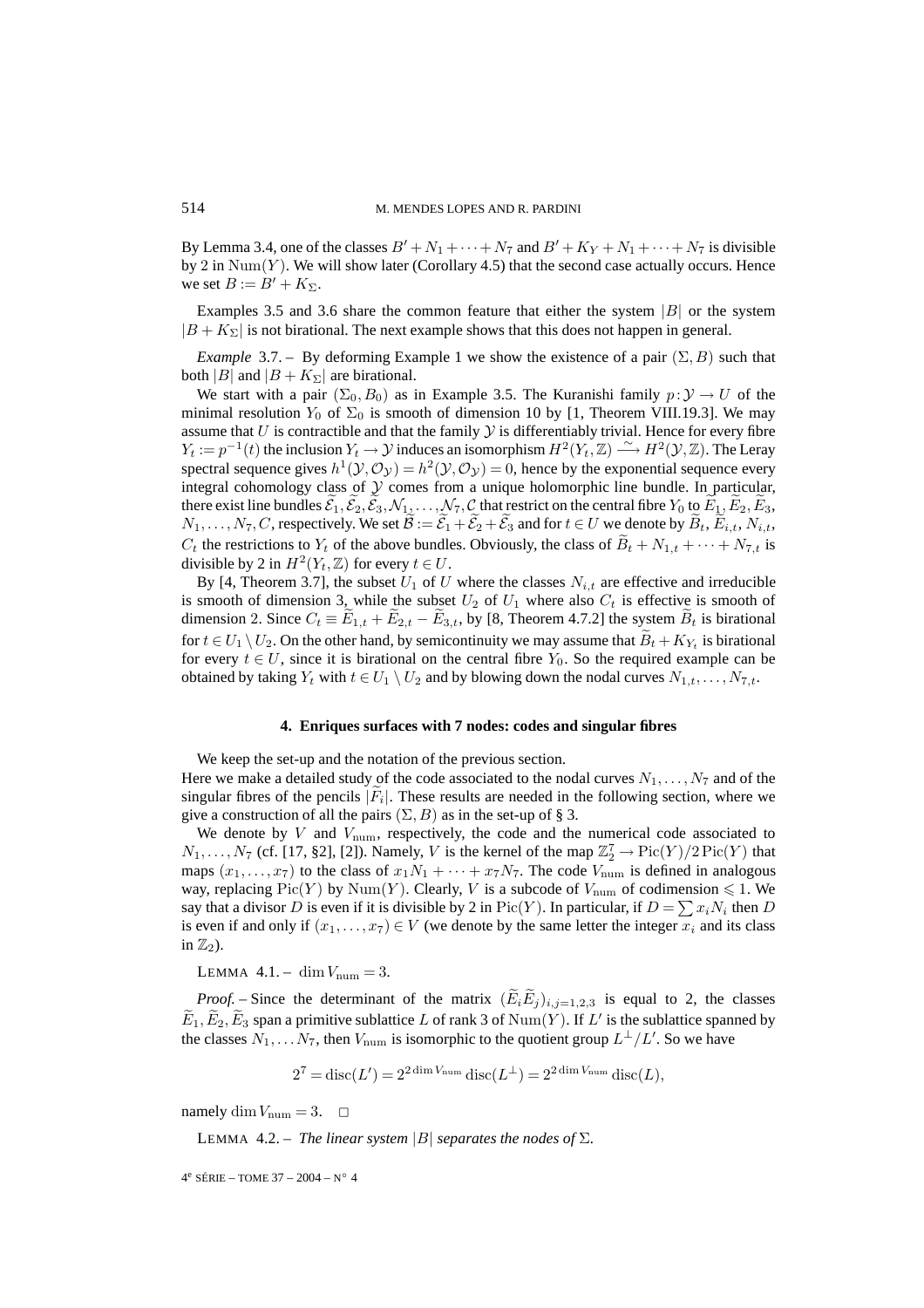By Lemma 3.4, one of the classes $B' + N_1 + \cdots + N_7$ and $B' + K_Y + N_1 + \cdots + N_7$ is divisible by 2 in $\mathrm{Num}(Y)$. We will show later (Corollary 4.5) that the second case actually occurs. Hence we set $B := B' + K_\Sigma$.

Examples 3.5 and 3.6 share the common feature that either the system $|B|$ or the system $|B + K_\Sigma|$ is not birational. The next example shows that this does not happen in general.

*Example* 3.7. – By deforming Example 1 we show the existence of a pair $(\Sigma, B)$ such that both $|B|$ and $|B + K_\Sigma|$ are birational.

We start with a pair $(\Sigma_0, B_0)$ as in Example 3.5. The Kuranishi family $p : \mathcal{Y} \to U$ of the minimal resolution $Y_0$ of $\Sigma_0$ is smooth of dimension 10 by [1, Theorem VIII.19.3]. We may assume that $U$ is contractible and that the family $\mathcal{Y}$ is differentiably trivial. Hence for every fibre $Y_t := p^{-1}(t)$ the inclusion $Y_t \to \mathcal{Y}$ induces an isomorphism $H^2(Y_t, \mathbb{Z}) \xrightarrow{\sim} H^2(\mathcal{Y}, \mathbb{Z})$. The Leray spectral sequence gives $h^1(\mathcal{Y}, \mathcal{O}_\mathcal{Y}) = h^2(\mathcal{Y}, \mathcal{O}_\mathcal{Y}) = 0$, hence by the exponential sequence every integral cohomology class of $\mathcal{Y}$ comes from a unique holomorphic line bundle. In particular, there exist line bundles $\widetilde{\mathcal{E}}_1, \widetilde{\mathcal{E}}_2, \widetilde{\mathcal{E}}_3, \mathcal{N}_1, \ldots, \mathcal{N}_7, \mathcal{C}$ that restrict on the central fibre $Y_0$ to $\widetilde{E}_1, \widetilde{E}_2, \widetilde{E}_3, N_1, \ldots, N_7, C$, respectively. We set $\widetilde{\mathcal{B}} := \widetilde{\mathcal{E}}_1 + \widetilde{\mathcal{E}}_2 + \widetilde{\mathcal{E}}_3$ and for $t \in U$ we denote by $\widetilde{B}_t, \widetilde{E}_{i,t}, N_{i,t}, C_t$ the restrictions to $Y_t$ of the above bundles. Obviously, the class of $\widetilde{B}_t + N_{1,t} + \cdots + N_{7,t}$ is divisible by 2 in $H^2(Y_t, \mathbb{Z})$ for every $t \in U$.

By [4, Theorem 3.7], the subset $U_1$ of $U$ where the classes $N_{i,t}$ are effective and irreducible is smooth of dimension 3, while the subset $U_2$ of $U_1$ where also $C_t$ is effective is smooth of dimension 2. Since $C_t \equiv \widetilde{E}_{1,t} + \widetilde{E}_{2,t} - \widetilde{E}_{3,t}$, by [8, Theorem 4.7.2] the system $\widetilde{B}_t$ is birational for $t \in U_1 \setminus U_2$. On the other hand, by semicontinuity we may assume that $\widetilde{B}_t + K_{Y_t}$ is birational for every $t \in U$, since it is birational on the central fibre $Y_0$. So the required example can be obtained by taking $Y_t$ with $t \in U_1 \setminus U_2$ and by blowing down the nodal curves $N_{1,t}, \ldots, N_{7,t}$.

## 4. Enriques surfaces with 7 nodes: codes and singular fibres

We keep the set-up and the notation of the previous section.

Here we make a detailed study of the code associated to the nodal curves $N_1, \ldots, N_7$ and of the singular fibres of the pencils $|\widetilde{F}_i|$. These results are needed in the following section, where we give a construction of all the pairs $(\Sigma, B)$ as in the set-up of § 3.

We denote by $V$ and $V_{\mathrm{num}}$, respectively, the code and the numerical code associated to $N_1, \ldots, N_7$ (cf. [17, §2], [2]). Namely, $V$ is the kernel of the map $\mathbb{Z}_2^7 \to \mathrm{Pic}(Y)/2\,\mathrm{Pic}(Y)$ that maps $(x_1, \ldots, x_7)$ to the class of $x_1 N_1 + \cdots + x_7 N_7$. The code $V_{\mathrm{num}}$ is defined in analogous way, replacing $\mathrm{Pic}(Y)$ by $\mathrm{Num}(Y)$. Clearly, $V$ is a subcode of $V_{\mathrm{num}}$ of codimension $\leqslant 1$. We say that a divisor $D$ is even if it is divisible by 2 in $\mathrm{Pic}(Y)$. In particular, if $D = \sum x_i N_i$ then $D$ is even if and only if $(x_1, \ldots, x_7) \in V$ (we denote by the same letter the integer $x_i$ and its class in $\mathbb{Z}_2$).

LEMMA 4.1. – $\dim V_{\mathrm{num}} = 3$.

*Proof.* – Since the determinant of the matrix $(\widetilde{E}_i \widetilde{E}_j)_{i,j=1,2,3}$ is equal to 2, the classes $\widetilde{E}_1, \widetilde{E}_2, \widetilde{E}_3$ span a primitive sublattice $L$ of rank 3 of $\mathrm{Num}(Y)$. If $L'$ is the sublattice spanned by the classes $N_1, \ldots N_7$, then $V_{\mathrm{num}}$ is isomorphic to the quotient group $L^\perp / L'$. So we have

$$2^7 = \mathrm{disc}(L') = 2^{2 \dim V_{\mathrm{num}}} \mathrm{disc}(L^\perp) = 2^{2 \dim V_{\mathrm{num}}} \mathrm{disc}(L),$$

namely $\dim V_{\mathrm{num}} = 3$. □

LEMMA 4.2. – *The linear system $|B|$ separates the nodes of $\Sigma$.*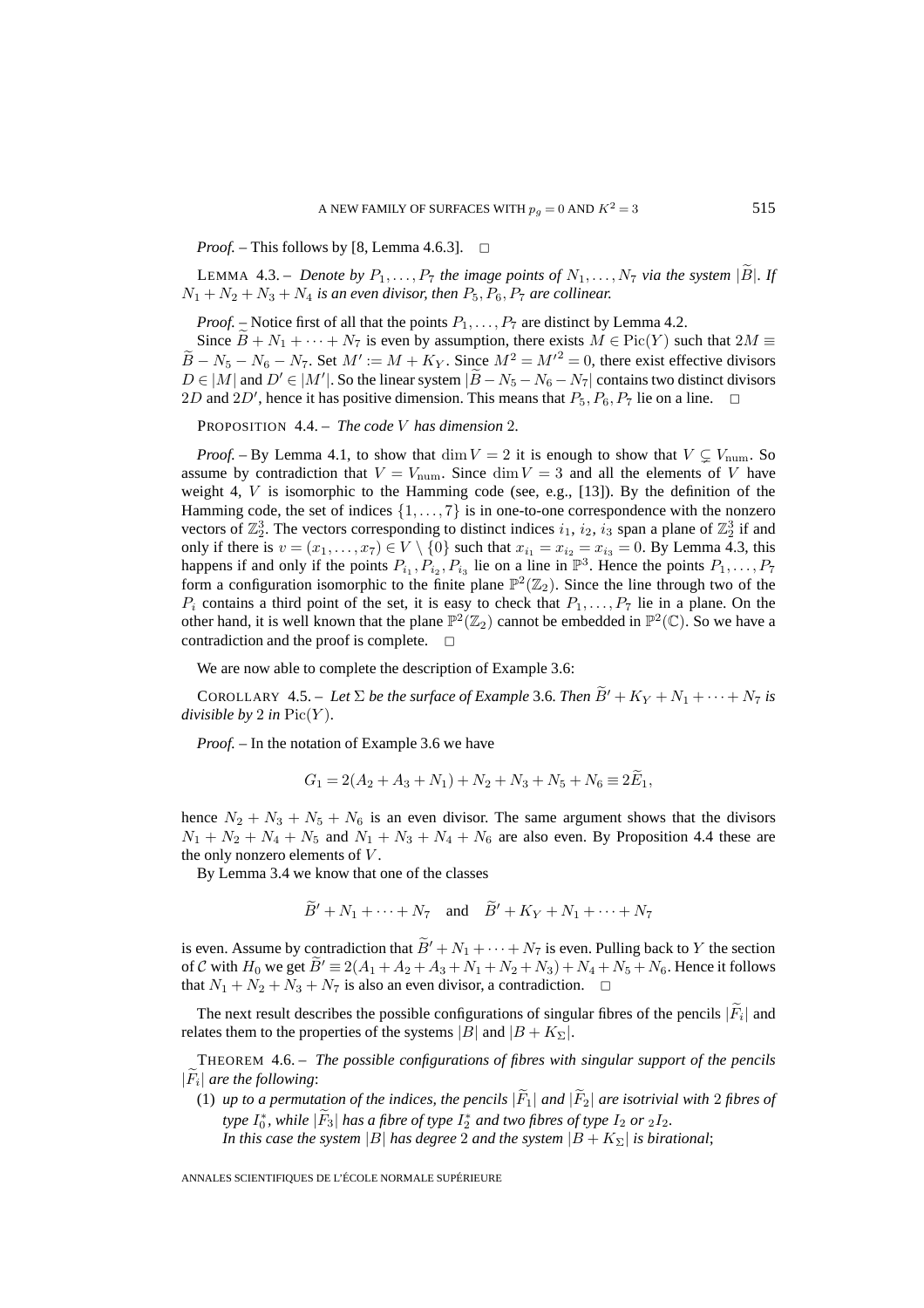*Proof.* – This follows by [8, Lemma 4.6.3]. □

LEMMA 4.3. – *Denote by $P_1, \dots, P_7$ the image points of $N_1, \dots, N_7$ via the system $|\widetilde{B}|$. If $N_1 + N_2 + N_3 + N_4$ is an even divisor, then $P_5, P_6, P_7$ are collinear.*

*Proof.* – Notice first of all that the points $P_1, \dots, P_7$ are distinct by Lemma 4.2.

Since $\widetilde{B} + N_1 + \cdots + N_7$ is even by assumption, there exists $M \in \mathrm{Pic}(Y)$ such that $2M \equiv \widetilde{B} - N_5 - N_6 - N_7$. Set $M' := M + K_Y$. Since $M^2 = M'^2 = 0$, there exist effective divisors $D \in |M|$ and $D' \in |M'|$. So the linear system $|\widetilde{B} - N_5 - N_6 - N_7|$ contains two distinct divisors $2D$ and $2D'$, hence it has positive dimension. This means that $P_5, P_6, P_7$ lie on a line. □

PROPOSITION 4.4. – *The code $V$ has dimension* 2.

*Proof.* – By Lemma 4.1, to show that $\dim V = 2$ it is enough to show that $V \subsetneq V_{\mathrm{num}}$. So assume by contradiction that $V = V_{\mathrm{num}}$. Since $\dim V = 3$ and all the elements of $V$ have weight 4, $V$ is isomorphic to the Hamming code (see, e.g., [13]). By the definition of the Hamming code, the set of indices $\{1, \dots, 7\}$ is in one-to-one correspondence with the nonzero vectors of $\mathbb{Z}_2^3$. The vectors corresponding to distinct indices $i_1$, $i_2$, $i_3$ span a plane of $\mathbb{Z}_2^3$ if and only if there is $v = (x_1, \dots, x_7) \in V \setminus \{0\}$ such that $x_{i_1} = x_{i_2} = x_{i_3} = 0$. By Lemma 4.3, this happens if and only if the points $P_{i_1}, P_{i_2}, P_{i_3}$ lie on a line in $\mathbb{P}^3$. Hence the points $P_1, \dots, P_7$ form a configuration isomorphic to the finite plane $\mathbb{P}^2(\mathbb{Z}_2)$. Since the line through two of the $P_i$ contains a third point of the set, it is easy to check that $P_1, \dots, P_7$ lie in a plane. On the other hand, it is well known that the plane $\mathbb{P}^2(\mathbb{Z}_2)$ cannot be embedded in $\mathbb{P}^2(\mathbb{C})$. So we have a contradiction and the proof is complete. □

We are now able to complete the description of Example 3.6:

COROLLARY 4.5. – *Let $\Sigma$ be the surface of Example* 3.6*. Then $\widetilde{B}' + K_Y + N_1 + \cdots + N_7$ is divisible by* 2 *in* $\mathrm{Pic}(Y)$.

*Proof.* – In the notation of Example 3.6 we have

$$G_1 = 2(A_2 + A_3 + N_1) + N_2 + N_3 + N_5 + N_6 \equiv 2\widetilde{E}_1,$$

hence $N_2 + N_3 + N_5 + N_6$ is an even divisor. The same argument shows that the divisors $N_1 + N_2 + N_4 + N_5$ and $N_1 + N_3 + N_4 + N_6$ are also even. By Proposition 4.4 these are the only nonzero elements of $V$.

By Lemma 3.4 we know that one of the classes

$$\widetilde{B}' + N_1 + \cdots + N_7 \quad \text{and} \quad \widetilde{B}' + K_Y + N_1 + \cdots + N_7$$

is even. Assume by contradiction that $\widetilde{B}' + N_1 + \cdots + N_7$ is even. Pulling back to $Y$ the section of $\mathcal{C}$ with $H_0$ we get $\widetilde{B}' \equiv 2(A_1 + A_2 + A_3 + N_1 + N_2 + N_3) + N_4 + N_5 + N_6$. Hence it follows that $N_1 + N_2 + N_3 + N_7$ is also an even divisor, a contradiction. □

The next result describes the possible configurations of singular fibres of the pencils $|\widetilde{F}_i|$ and relates them to the properties of the systems $|B|$ and $|B + K_\Sigma|$.

THEOREM 4.6. – *The possible configurations of fibres with singular support of the pencils $|\widetilde{F}_i|$ are the following*:

(1) *up to a permutation of the indices, the pencils $|\widetilde{F}_1|$ and $|\widetilde{F}_2|$ are isotrivial with* 2 *fibres of type $I_0^*$, while $|\widetilde{F}_3|$ has a fibre of type $I_2^*$ and two fibres of type $I_2$ or ${}_2I_2$.*
*In this case the system $|B|$ has degree* 2 *and the system $|B + K_\Sigma|$ is birational*;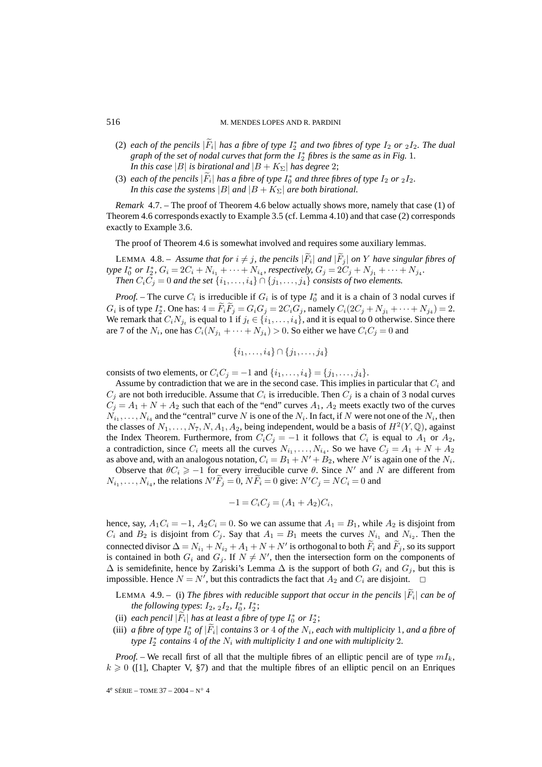(2) *each of the pencils $|\widetilde{F}_i|$ has a fibre of type $I_2^*$ and two fibres of type $I_2$ or ${}_2I_2$. The dual graph of the set of nodal curves that form the $I_2^*$ fibres is the same as in Fig.* 1.
*In this case $|B|$ is birational and $|B+K_\Sigma|$ has degree* 2;

(3) *each of the pencils $|\widetilde{F}_i|$ has a fibre of type $I_0^*$ and three fibres of type $I_2$ or ${}_2I_2$.*
*In this case the systems $|B|$ and $|B+K_\Sigma|$ are both birational.*

*Remark* 4.7. – The proof of Theorem 4.6 below actually shows more, namely that case (1) of Theorem 4.6 corresponds exactly to Example 3.5 (cf. Lemma 4.10) and that case (2) corresponds exactly to Example 3.6.

The proof of Theorem 4.6 is somewhat involved and requires some auxiliary lemmas.

LEMMA 4.8. – *Assume that for $i \neq j$, the pencils $|\widetilde{F}_i|$ and $|\widetilde{F}_j|$ on $Y$ have singular fibres of type $I_0^*$ or $I_2^*$, $G_i = 2C_i + N_{i_1} + \cdots + N_{i_4}$, respectively, $G_j = 2C_j + N_{j_1} + \cdots + N_{j_4}$.*
*Then $C_iC_j = 0$ and the set $\{i_1, \ldots, i_4\} \cap \{j_1, \ldots, j_4\}$ consists of two elements.*

*Proof.* – The curve $C_i$ is irreducible if $G_i$ is of type $I_0^*$ and it is a chain of 3 nodal curves if $G_i$ is of type $I_2^*$. One has: $4 = \widetilde{F}_i\widetilde{F}_j = G_iG_j = 2C_iG_j$, namely $C_i(2C_j + N_{j_1} + \cdots + N_{j_4}) = 2$. We remark that $C_iN_{j_t}$ is equal to 1 if $j_t \in \{i_1, \ldots, i_4\}$, and it is equal to 0 otherwise. Since there are 7 of the $N_i$, one has $C_i(N_{j_1} + \cdots + N_{j_4}) > 0$. So either we have $C_iC_j = 0$ and

$$\{i_1, \ldots, i_4\} \cap \{j_1, \ldots, j_4\}$$

consists of two elements, or $C_iC_j = -1$ and $\{i_1, \ldots, i_4\} = \{j_1, \ldots, j_4\}$.

Assume by contradiction that we are in the second case. This implies in particular that $C_i$ and $C_j$ are not both irreducible. Assume that $C_i$ is irreducible. Then $C_j$ is a chain of 3 nodal curves $C_j = A_1 + N + A_2$ such that each of the "end" curves $A_1$, $A_2$ meets exactly two of the curves $N_{i_1}, \ldots, N_{i_4}$ and the "central" curve $N$ is one of the $N_i$. In fact, if $N$ were not one of the $N_i$, then the classes of $N_1, \ldots, N_7, N, A_1, A_2$, being independent, would be a basis of $H^2(Y, \mathbb{Q})$, against the Index Theorem. Furthermore, from $C_iC_j = -1$ it follows that $C_i$ is equal to $A_1$ or $A_2$, a contradiction, since $C_i$ meets all the curves $N_{i_1}, \ldots, N_{i_4}$. So we have $C_j = A_1 + N + A_2$ as above and, with an analogous notation, $C_i = B_1 + N' + B_2$, where $N'$ is again one of the $N_i$.

Observe that $\theta C_i \geqslant -1$ for every irreducible curve $\theta$. Since $N'$ and $N$ are different from $N_{i_1}, \ldots, N_{i_4}$, the relations $N'\widetilde{F}_j = 0$, $N\widetilde{F}_i = 0$ give: $N'C_j = NC_i = 0$ and

$$-1 = C_iC_j = (A_1 + A_2)C_i,$$

hence, say, $A_1C_i = -1$, $A_2C_i = 0$. So we can assume that $A_1 = B_1$, while $A_2$ is disjoint from $C_i$ and $B_2$ is disjoint from $C_j$. Say that $A_1 = B_1$ meets the curves $N_{i_1}$ and $N_{i_2}$. Then the connected divisor $\Delta = N_{i_1} + N_{i_2} + A_1 + N + N'$ is orthogonal to both $\widetilde{F}_i$ and $\widetilde{F}_j$, so its support is contained in both $G_i$ and $G_j$. If $N \neq N'$, then the intersection form on the components of $\Delta$ is semidefinite, hence by Zariski's Lemma $\Delta$ is the support of both $G_i$ and $G_j$, but this is impossible. Hence $N = N'$, but this contradicts the fact that $A_2$ and $C_i$ are disjoint. □

LEMMA 4.9. – (i) *The fibres with reducible support that occur in the pencils $|\widetilde{F}_i|$ can be of the following types: $I_2$, ${}_2I_2$, $I_0^*$, $I_2^*$;*

(ii) *each pencil $|\widetilde{F}_i|$ has at least a fibre of type $I_0^*$ or $I_2^*$;*

(iii) *a fibre of type $I_0^*$ of $|\widetilde{F}_i|$ contains* 3 *or* 4 *of the $N_i$, each with multiplicity* 1*, and a fibre of type $I_2^*$ contains* 4 *of the $N_i$ with multiplicity 1 and one with multiplicity* 2.

*Proof.* – We recall first of all that the multiple fibres of an elliptic pencil are of type $mI_k$, $k \geqslant 0$ ([1], Chapter V, §7) and that the multiple fibres of an elliptic pencil on an Enriques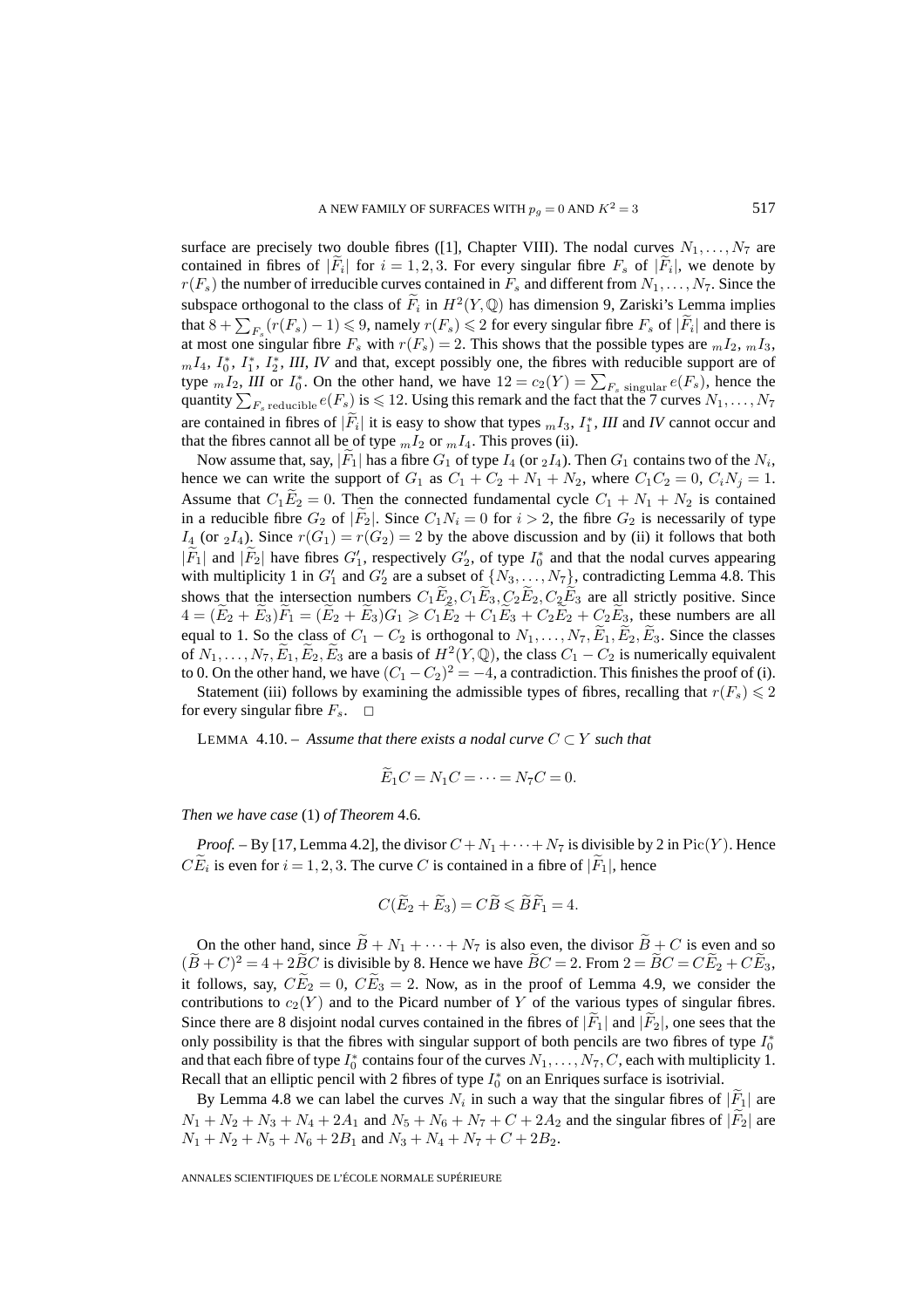surface are precisely two double fibres ([1], Chapter VIII). The nodal curves $N_1,\dots,N_7$ are contained in fibres of $|\widetilde{F}_i|$ for $i=1,2,3$. For every singular fibre $F_s$ of $|\widetilde{F}_i|$, we denote by $r(F_s)$ the number of irreducible curves contained in $F_s$ and different from $N_1,\dots,N_7$. Since the subspace orthogonal to the class of $\widetilde{F}_i$ in $H^2(Y,\mathbb{Q})$ has dimension 9, Zariski's Lemma implies that $8+\sum_{F_s}(r(F_s)-1)\leqslant 9$, namely $r(F_s)\leqslant 2$ for every singular fibre $F_s$ of $|\widetilde{F}_i|$ and there is at most one singular fibre $F_s$ with $r(F_s)=2$. This shows that the possible types are ${}_mI_2$, ${}_mI_3$, ${}_mI_4$, $I_0^*$, $I_1^*$, $I_2^*$, *III*, *IV* and that, except possibly one, the fibres with reducible support are of type ${}_mI_2$, *III* or $I_0^*$. On the other hand, we have $12=c_2(Y)=\sum_{F_s \text{ singular}} e(F_s)$, hence the quantity $\sum_{F_s \text{ reducible}} e(F_s)$ is $\leqslant 12$. Using this remark and the fact that the 7 curves $N_1,\dots,N_7$ are contained in fibres of $|\widetilde{F}_i|$ it is easy to show that types ${}_mI_3$, $I_1^*$, *III* and *IV* cannot occur and that the fibres cannot all be of type ${}_mI_2$ or ${}_mI_4$. This proves (ii).

Now assume that, say, $|\widetilde{F}_1|$ has a fibre $G_1$ of type $I_4$ (or ${}_2I_4$). Then $G_1$ contains two of the $N_i$, hence we can write the support of $G_1$ as $C_1+C_2+N_1+N_2$, where $C_1C_2=0$, $C_iN_j=1$. Assume that $C_1\widetilde{E}_2=0$. Then the connected fundamental cycle $C_1+N_1+N_2$ is contained in a reducible fibre $G_2$ of $|\widetilde{F}_2|$. Since $C_1N_i=0$ for $i>2$, the fibre $G_2$ is necessarily of type $I_4$ (or ${}_2I_4$). Since $r(G_1)=r(G_2)=2$ by the above discussion and by (ii) it follows that both $|\widetilde{F}_1|$ and $|\widetilde{F}_2|$ have fibres $G'_1$, respectively $G'_2$, of type $I_0^*$ and that the nodal curves appearing with multiplicity 1 in $G'_1$ and $G'_2$ are a subset of $\{N_3,\dots,N_7\}$, contradicting Lemma 4.8. This shows that the intersection numbers $C_1\widetilde{E}_2, C_1\widetilde{E}_3, C_2\widetilde{E}_2, C_2\widetilde{E}_3$ are all strictly positive. Since $4=(\widetilde{E}_2+\widetilde{E}_3)\widetilde{F}_1=(\widetilde{E}_2+\widetilde{E}_3)G_1\geqslant C_1\widetilde{E}_2+C_1\widetilde{E}_3+C_2\widetilde{E}_2+C_2\widetilde{E}_3$, these numbers are all equal to 1. So the class of $C_1-C_2$ is orthogonal to $N_1,\dots,N_7,\widetilde{E}_1,\widetilde{E}_2,\widetilde{E}_3$. Since the classes of $N_1,\dots,N_7,\widetilde{E}_1,\widetilde{E}_2,\widetilde{E}_3$ are a basis of $H^2(Y,\mathbb{Q})$, the class $C_1-C_2$ is numerically equivalent to 0. On the other hand, we have $(C_1-C_2)^2=-4$, a contradiction. This finishes the proof of (i).

Statement (iii) follows by examining the admissible types of fibres, recalling that $r(F_s)\leqslant 2$ for every singular fibre $F_s$. □

LEMMA 4.10. – *Assume that there exists a nodal curve $C\subset Y$ such that*

$$\widetilde{E}_1C=N_1C=\cdots=N_7C=0.$$

*Then we have case* (1) *of Theorem* 4.6*.*

*Proof.* – By [17, Lemma 4.2], the divisor $C+N_1+\cdots+N_7$ is divisible by 2 in $\operatorname{Pic}(Y)$. Hence $C\widetilde{E}_i$ is even for $i=1,2,3$. The curve $C$ is contained in a fibre of $|\widetilde{F}_1|$, hence

$$C(\widetilde{E}_2+\widetilde{E}_3)=C\widetilde{B}\leqslant \widetilde{B}\widetilde{F}_1=4.$$

On the other hand, since $\widetilde{B}+N_1+\cdots+N_7$ is also even, the divisor $\widetilde{B}+C$ is even and so $(\widetilde{B}+C)^2=4+2\widetilde{B}C$ is divisible by 8. Hence we have $\widetilde{B}C=2$. From $2=\widetilde{B}C=C\widetilde{E}_2+C\widetilde{E}_3$, it follows, say, $C\widetilde{E}_2=0$, $C\widetilde{E}_3=2$. Now, as in the proof of Lemma 4.9, we consider the contributions to $c_2(Y)$ and to the Picard number of $Y$ of the various types of singular fibres. Since there are 8 disjoint nodal curves contained in the fibres of $|\widetilde{F}_1|$ and $|\widetilde{F}_2|$, one sees that the only possibility is that the fibres with singular support of both pencils are two fibres of type $I_0^*$ and that each fibre of type $I_0^*$ contains four of the curves $N_1,\dots,N_7,C$, each with multiplicity 1. Recall that an elliptic pencil with 2 fibres of type $I_0^*$ on an Enriques surface is isotrivial.

By Lemma 4.8 we can label the curves $N_i$ in such a way that the singular fibres of $|\widetilde{F}_1|$ are $N_1+N_2+N_3+N_4+2A_1$ and $N_5+N_6+N_7+C+2A_2$ and the singular fibres of $|\widetilde{F}_2|$ are $N_1+N_2+N_5+N_6+2B_1$ and $N_3+N_4+N_7+C+2B_2$.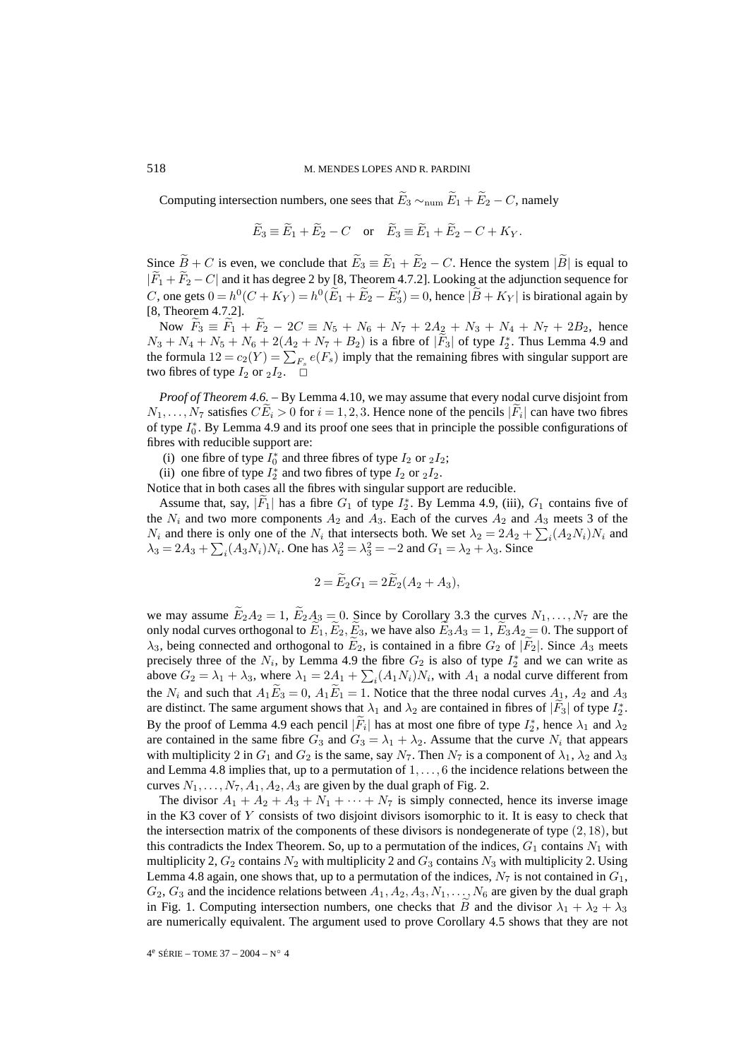Computing intersection numbers, one sees that $\widetilde{E}_3 \sim_{\text{num}} \widetilde{E}_1 + \widetilde{E}_2 - C$, namely

$$\widetilde{E}_3 \equiv \widetilde{E}_1 + \widetilde{E}_2 - C \quad \text{or} \quad \widetilde{E}_3 \equiv \widetilde{E}_1 + \widetilde{E}_2 - C + K_Y.$$

Since $\widetilde{B} + C$ is even, we conclude that $\widetilde{E}_3 \equiv \widetilde{E}_1 + \widetilde{E}_2 - C$. Hence the system $|\widetilde{B}|$ is equal to $|\widetilde{F}_1 + \widetilde{F}_2 - C|$ and it has degree 2 by [8, Theorem 4.7.2]. Looking at the adjunction sequence for $C$, one gets $0 = h^0(C + K_Y) = h^0(\widetilde{E}_1 + \widetilde{E}_2 - \widetilde{E}_3') = 0$, hence $|\widetilde{B} + K_Y|$ is birational again by [8, Theorem 4.7.2].

Now $\widetilde{F}_3 \equiv \widetilde{F}_1 + \widetilde{F}_2 - 2C \equiv N_5 + N_6 + N_7 + 2A_2 + N_3 + N_4 + N_7 + 2B_2$, hence $N_3 + N_4 + N_5 + N_6 + 2(A_2 + N_7 + B_2)$ is a fibre of $|\widetilde{F}_3|$ of type $I_2^*$. Thus Lemma 4.9 and the formula $12 = c_2(Y) = \sum_{F_s} e(F_s)$ imply that the remaining fibres with singular support are two fibres of type $I_2$ or ${}_2I_2$. $\square$

*Proof of Theorem 4.6.* – By Lemma 4.10, we may assume that every nodal curve disjoint from $N_1, \ldots, N_7$ satisfies $C\widetilde{E}_i > 0$ for $i = 1, 2, 3$. Hence none of the pencils $|\widetilde{F}_i|$ can have two fibres of type $I_0^*$. By Lemma 4.9 and its proof one sees that in principle the possible configurations of fibres with reducible support are:

(i) one fibre of type $I_0^*$ and three fibres of type $I_2$ or ${}_2I_2$;

(ii) one fibre of type $I_2^*$ and two fibres of type $I_2$ or ${}_2I_2$.

Notice that in both cases all the fibres with singular support are reducible.

Assume that, say, $|\widetilde{F}_1|$ has a fibre $G_1$ of type $I_2^*$. By Lemma 4.9, (iii), $G_1$ contains five of the $N_i$ and two more components $A_2$ and $A_3$. Each of the curves $A_2$ and $A_3$ meets 3 of the $N_i$ and there is only one of the $N_i$ that intersects both. We set $\lambda_2 = 2A_2 + \sum_i (A_2 N_i) N_i$ and $\lambda_3 = 2A_3 + \sum_i (A_3 N_i) N_i$. One has $\lambda_2^2 = \lambda_3^2 = -2$ and $G_1 = \lambda_2 + \lambda_3$. Since

$$2 = \widetilde{E}_2 G_1 = 2\widetilde{E}_2(A_2 + A_3),$$

we may assume $\widetilde{E}_2 A_2 = 1$, $\widetilde{E}_2 A_3 = 0$. Since by Corollary 3.3 the curves $N_1, \ldots, N_7$ are the only nodal curves orthogonal to $\widetilde{E}_1, \widetilde{E}_2, \widetilde{E}_3$, we have also $\widetilde{E}_3 A_3 = 1$, $\widetilde{E}_3 A_2 = 0$. The support of $\lambda_3$, being connected and orthogonal to $\widetilde{E}_2$, is contained in a fibre $G_2$ of $|\widetilde{F}_2|$. Since $A_3$ meets precisely three of the $N_i$, by Lemma 4.9 the fibre $G_2$ is also of type $I_2^*$ and we can write as above $G_2 = \lambda_1 + \lambda_3$, where $\lambda_1 = 2A_1 + \sum_i (A_1 N_i) N_i$, with $A_1$ a nodal curve different from the $N_i$ and such that $A_1 \widetilde{E}_3 = 0$, $A_1 \widetilde{E}_1 = 1$. Notice that the three nodal curves $A_1$, $A_2$ and $A_3$ are distinct. The same argument shows that $\lambda_1$ and $\lambda_2$ are contained in fibres of $|\widetilde{F}_3|$ of type $I_2^*$. By the proof of Lemma 4.9 each pencil $|\widetilde{F}_i|$ has at most one fibre of type $I_2^*$, hence $\lambda_1$ and $\lambda_2$ are contained in the same fibre $G_3$ and $G_3 = \lambda_1 + \lambda_2$. Assume that the curve $N_i$ that appears with multiplicity 2 in $G_1$ and $G_2$ is the same, say $N_7$. Then $N_7$ is a component of $\lambda_1$, $\lambda_2$ and $\lambda_3$ and Lemma 4.8 implies that, up to a permutation of $1, \ldots, 6$ the incidence relations between the curves $N_1, \ldots, N_7, A_1, A_2, A_3$ are given by the dual graph of Fig. 2.

The divisor $A_1 + A_2 + A_3 + N_1 + \cdots + N_7$ is simply connected, hence its inverse image in the K3 cover of $Y$ consists of two disjoint divisors isomorphic to it. It is easy to check that the intersection matrix of the components of these divisors is nondegenerate of type $(2, 18)$, but this contradicts the Index Theorem. So, up to a permutation of the indices, $G_1$ contains $N_1$ with multiplicity 2, $G_2$ contains $N_2$ with multiplicity 2 and $G_3$ contains $N_3$ with multiplicity 2. Using Lemma 4.8 again, one shows that, up to a permutation of the indices, $N_7$ is not contained in $G_1$, $G_2$, $G_3$ and the incidence relations between $A_1, A_2, A_3, N_1, \ldots, N_6$ are given by the dual graph in Fig. 1. Computing intersection numbers, one checks that $\widetilde{B}$ and the divisor $\lambda_1 + \lambda_2 + \lambda_3$ are numerically equivalent. The argument used to prove Corollary 4.5 shows that they are not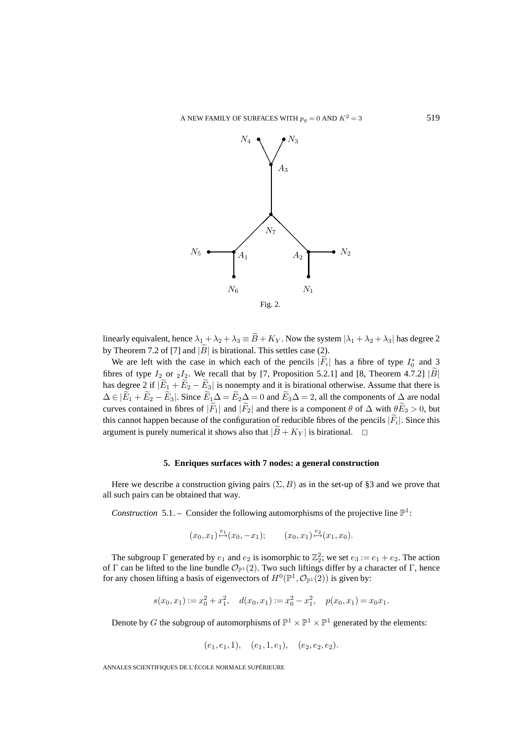Fig. 2.

linearly equivalent, hence $\lambda_1 + \lambda_2 + \lambda_3 \equiv \widetilde{B} + K_Y$. Now the system $|\lambda_1 + \lambda_2 + \lambda_3|$ has degree 2 by Theorem 7.2 of [7] and $|\widetilde{B}|$ is birational. This settles case (2).

We are left with the case in which each of the pencils $|\widetilde{F}_i|$ has a fibre of type $I_0^*$ and 3 fibres of type $I_2$ or ${}_2I_2$. We recall that by [7, Proposition 5.2.1] and [8, Theorem 4.7.2] $|\widetilde{B}|$ has degree 2 if $|\widetilde{E}_1 + \widetilde{E}_2 - \widetilde{E}_3|$ is nonempty and it is birational otherwise. Assume that there is $\Delta \in |\widetilde{E}_1 + \widetilde{E}_2 - \widetilde{E}_3|$. Since $\widetilde{E}_1\Delta = \widetilde{E}_2\Delta = 0$ and $\widetilde{E}_3\Delta = 2$, all the components of $\Delta$ are nodal curves contained in fibres of $|\widetilde{F}_1|$ and $|\widetilde{F}_2|$ and there is a component $\theta$ of $\Delta$ with $\theta\widetilde{E}_3 > 0$, but this cannot happen because of the configuration of reducible fibres of the pencils $|\widetilde{F}_i|$. Since this argument is purely numerical it shows also that $|\widetilde{B} + K_Y|$ is birational. $\square$

## 5. Enriques surfaces with 7 nodes: a general construction

Here we describe a construction giving pairs $(\Sigma, B)$ as in the set-up of §3 and we prove that all such pairs can be obtained that way.

*Construction* 5.1. – Consider the following automorphisms of the projective line $\mathbb{P}^1$:

$$(x_0, x_1) \overset{e_1}{\mapsto} (x_0, -x_1); \qquad (x_0, x_1) \overset{e_2}{\mapsto} (x_1, x_0).$$

The subgroup $\Gamma$ generated by $e_1$ and $e_2$ is isomorphic to $\mathbb{Z}_2^2$; we set $e_3 := e_1 + e_2$. The action of $\Gamma$ can be lifted to the line bundle $\mathcal{O}_{\mathbb{P}^1}(2)$. Two such liftings differ by a character of $\Gamma$, hence for any chosen lifting a basis of eigenvectors of $H^0(\mathbb{P}^1, \mathcal{O}_{\mathbb{P}^1}(2))$ is given by:

$$s(x_0, x_1) := x_0^2 + x_1^2, \quad d(x_0, x_1) := x_0^2 - x_1^2, \quad p(x_0, x_1) = x_0 x_1.$$

Denote by $G$ the subgroup of automorphisms of $\mathbb{P}^1 \times \mathbb{P}^1 \times \mathbb{P}^1$ generated by the elements:

$$(e_1, e_1, 1), \quad (e_1, 1, e_1), \quad (e_2, e_2, e_2).$$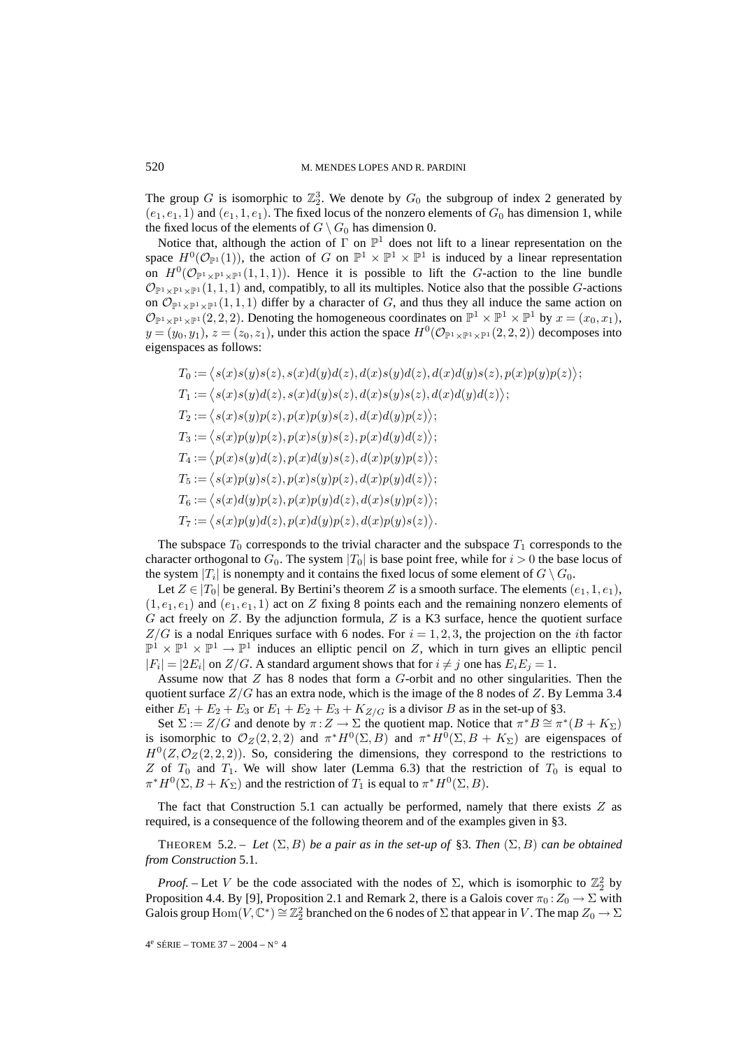The group $G$ is isomorphic to $\mathbb{Z}_2^3$. We denote by $G_0$ the subgroup of index 2 generated by $(e_1, e_1, 1)$ and $(e_1, 1, e_1)$. The fixed locus of the nonzero elements of $G_0$ has dimension 1, while the fixed locus of the elements of $G \setminus G_0$ has dimension 0.

Notice that, although the action of $\Gamma$ on $\mathbb{P}^1$ does not lift to a linear representation on the space $H^0(\mathcal{O}_{\mathbb{P}^1}(1))$, the action of $G$ on $\mathbb{P}^1 \times \mathbb{P}^1 \times \mathbb{P}^1$ is induced by a linear representation on $H^0(\mathcal{O}_{\mathbb{P}^1\times\mathbb{P}^1\times\mathbb{P}^1}(1,1,1))$. Hence it is possible to lift the $G$-action to the line bundle $\mathcal{O}_{\mathbb{P}^1\times\mathbb{P}^1\times\mathbb{P}^1}(1,1,1)$ and, compatibly, to all its multiples. Notice also that the possible $G$-actions on $\mathcal{O}_{\mathbb{P}^1\times\mathbb{P}^1\times\mathbb{P}^1}(1,1,1)$ differ by a character of $G$, and thus they all induce the same action on $\mathcal{O}_{\mathbb{P}^1\times\mathbb{P}^1\times\mathbb{P}^1}(2,2,2)$. Denoting the homogeneous coordinates on $\mathbb{P}^1 \times \mathbb{P}^1 \times \mathbb{P}^1$ by $x = (x_0, x_1)$, $y = (y_0, y_1)$, $z = (z_0, z_1)$, under this action the space $H^0(\mathcal{O}_{\mathbb{P}^1\times\mathbb{P}^1\times\mathbb{P}^1}(2,2,2))$ decomposes into eigenspaces as follows:

$$T_0 := \big\langle s(x)s(y)s(z), s(x)d(y)d(z), d(x)s(y)d(z), d(x)d(y)s(z), p(x)p(y)p(z)\big\rangle;$$
$$T_1 := \big\langle s(x)s(y)d(z), s(x)d(y)s(z), d(x)s(y)s(z), d(x)d(y)d(z)\big\rangle;$$
$$T_2 := \big\langle s(x)s(y)p(z), p(x)p(y)s(z), d(x)d(y)p(z)\big\rangle;$$
$$T_3 := \big\langle s(x)p(y)p(z), p(x)s(y)s(z), p(x)d(y)d(z)\big\rangle;$$
$$T_4 := \big\langle p(x)s(y)d(z), p(x)d(y)s(z), d(x)p(y)p(z)\big\rangle;$$
$$T_5 := \big\langle s(x)p(y)s(z), p(x)s(y)p(z), d(x)p(y)d(z)\big\rangle;$$
$$T_6 := \big\langle s(x)d(y)p(z), p(x)p(y)d(z), d(x)s(y)p(z)\big\rangle;$$
$$T_7 := \big\langle s(x)p(y)d(z), p(x)d(y)p(z), d(x)p(y)s(z)\big\rangle.$$

The subspace $T_0$ corresponds to the trivial character and the subspace $T_1$ corresponds to the character orthogonal to $G_0$. The system $|T_0|$ is base point free, while for $i > 0$ the base locus of the system $|T_i|$ is nonempty and it contains the fixed locus of some element of $G \setminus G_0$.

Let $Z \in |T_0|$ be general. By Bertini's theorem $Z$ is a smooth surface. The elements $(e_1, 1, e_1)$, $(1, e_1, e_1)$ and $(e_1, e_1, 1)$ act on $Z$ fixing 8 points each and the remaining nonzero elements of $G$ act freely on $Z$. By the adjunction formula, $Z$ is a K3 surface, hence the quotient surface $Z/G$ is a nodal Enriques surface with 6 nodes. For $i = 1, 2, 3$, the projection on the $i$th factor $\mathbb{P}^1 \times \mathbb{P}^1 \times \mathbb{P}^1 \to \mathbb{P}^1$ induces an elliptic pencil on $Z$, which in turn gives an elliptic pencil $|F_i| = |2E_i|$ on $Z/G$. A standard argument shows that for $i \neq j$ one has $E_iE_j = 1$.

Assume now that $Z$ has 8 nodes that form a $G$-orbit and no other singularities. Then the quotient surface $Z/G$ has an extra node, which is the image of the 8 nodes of $Z$. By Lemma 3.4 either $E_1 + E_2 + E_3$ or $E_1 + E_2 + E_3 + K_{Z/G}$ is a divisor $B$ as in the set-up of §3.

Set $\Sigma := Z/G$ and denote by $\pi : Z \to \Sigma$ the quotient map. Notice that $\pi^*B \cong \pi^*(B + K_\Sigma)$ is isomorphic to $\mathcal{O}_Z(2,2,2)$ and $\pi^*H^0(\Sigma, B)$ and $\pi^*H^0(\Sigma, B + K_\Sigma)$ are eigenspaces of $H^0(Z, \mathcal{O}_Z(2,2,2))$. So, considering the dimensions, they correspond to the restrictions to $Z$ of $T_0$ and $T_1$. We will show later (Lemma 6.3) that the restriction of $T_0$ is equal to $\pi^*H^0(\Sigma, B + K_\Sigma)$ and the restriction of $T_1$ is equal to $\pi^*H^0(\Sigma, B)$.

The fact that Construction 5.1 can actually be performed, namely that there exists $Z$ as required, is a consequence of the following theorem and of the examples given in §3.

THEOREM 5.2. – *Let* $(\Sigma, B)$ *be a pair as in the set-up of* §3. *Then* $(\Sigma, B)$ *can be obtained from Construction* 5.1.

*Proof.* – Let $V$ be the code associated with the nodes of $\Sigma$, which is isomorphic to $\mathbb{Z}_2^2$ by Proposition 4.4. By [9], Proposition 2.1 and Remark 2, there is a Galois cover $\pi_0 : Z_0 \to \Sigma$ with Galois group $\mathrm{Hom}(V, \mathbb{C}^*) \cong \mathbb{Z}_2^2$ branched on the 6 nodes of $\Sigma$ that appear in $V$. The map $Z_0 \to \Sigma$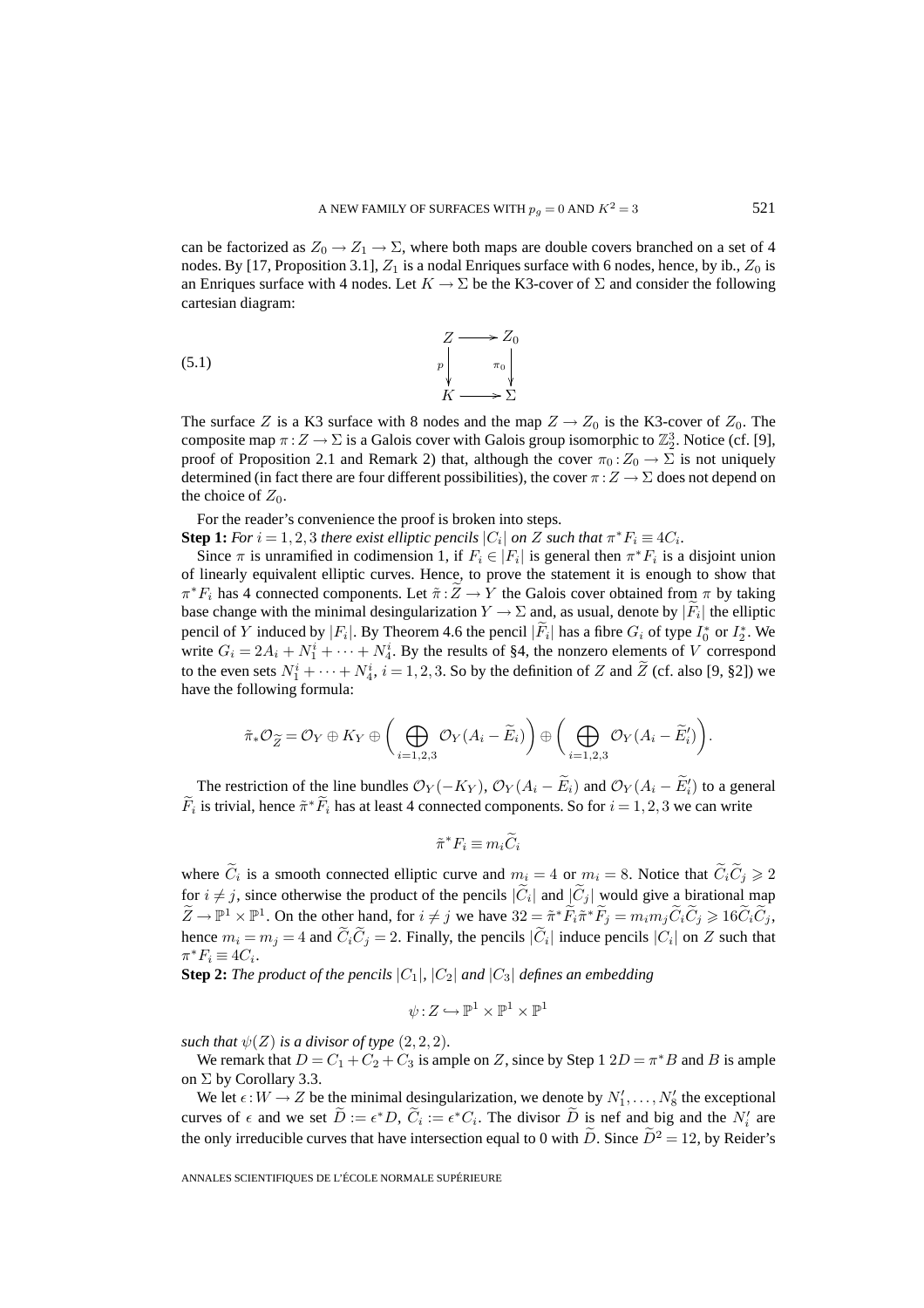can be factorized as $Z_0 \to Z_1 \to \Sigma$, where both maps are double covers branched on a set of 4 nodes. By [17, Proposition 3.1], $Z_1$ is a nodal Enriques surface with 6 nodes, hence, by ib., $Z_0$ is an Enriques surface with 4 nodes. Let $K \to \Sigma$ be the K3-cover of $\Sigma$ and consider the following cartesian diagram:

$$\begin{array}{ccc} Z & \longrightarrow & Z_0 \\ {\scriptstyle p}\downarrow & & \downarrow{\scriptstyle \pi_0} \\ K & \longrightarrow & \Sigma \end{array} \tag{5.1}$$

The surface $Z$ is a K3 surface with 8 nodes and the map $Z \to Z_0$ is the K3-cover of $Z_0$. The composite map $\pi : Z \to \Sigma$ is a Galois cover with Galois group isomorphic to $\mathbb{Z}_2^3$. Notice (cf. [9], proof of Proposition 2.1 and Remark 2) that, although the cover $\pi_0 : Z_0 \to \Sigma$ is not uniquely determined (in fact there are four different possibilities), the cover $\pi : Z \to \Sigma$ does not depend on the choice of $Z_0$.

For the reader's convenience the proof is broken into steps.

**Step 1:** *For $i = 1, 2, 3$ there exist elliptic pencils $|C_i|$ on $Z$ such that $\pi^* F_i \equiv 4C_i$.*

Since $\pi$ is unramified in codimension 1, if $F_i \in |F_i|$ is general then $\pi^* F_i$ is a disjoint union of linearly equivalent elliptic curves. Hence, to prove the statement it is enough to show that $\pi^* F_i$ has 4 connected components. Let $\tilde{\pi} : \widetilde{Z} \to Y$ the Galois cover obtained from $\pi$ by taking base change with the minimal desingularization $Y \to \Sigma$ and, as usual, denote by $|\widetilde{F}_i|$ the elliptic pencil of $Y$ induced by $|F_i|$. By Theorem 4.6 the pencil $|\widetilde{F}_i|$ has a fibre $G_i$ of type $I_0^*$ or $I_2^*$. We write $G_i = 2A_i + N_1^i + \cdots + N_4^i$. By the results of §4, the nonzero elements of $V$ correspond to the even sets $N_1^i + \cdots + N_4^i$, $i = 1, 2, 3$. So by the definition of $Z$ and $\widetilde{Z}$ (cf. also [9, §2]) we have the following formula:

$$\tilde{\pi}_* \mathcal{O}_{\widetilde{Z}} = \mathcal{O}_Y \oplus K_Y \oplus \left( \bigoplus_{i=1,2,3} \mathcal{O}_Y(A_i - \widetilde{E}_i) \right) \oplus \left( \bigoplus_{i=1,2,3} \mathcal{O}_Y(A_i - \widetilde{E}_i') \right).$$

The restriction of the line bundles $\mathcal{O}_Y(-K_Y)$, $\mathcal{O}_Y(A_i - \widetilde{E}_i)$ and $\mathcal{O}_Y(A_i - \widetilde{E}_i')$ to a general $\widetilde{F}_i$ is trivial, hence $\tilde{\pi}^* \widetilde{F}_i$ has at least 4 connected components. So for $i = 1, 2, 3$ we can write

$$\tilde{\pi}^* F_i \equiv m_i \widetilde{C}_i$$

where $\widetilde{C}_i$ is a smooth connected elliptic curve and $m_i = 4$ or $m_i = 8$. Notice that $\widetilde{C}_i \widetilde{C}_j \geqslant 2$ for $i \neq j$, since otherwise the product of the pencils $|\widetilde{C}_i|$ and $|\widetilde{C}_j|$ would give a birational map $\widetilde{Z} \to \mathbb{P}^1 \times \mathbb{P}^1$. On the other hand, for $i \neq j$ we have $32 = \tilde{\pi}^* \widetilde{F}_i \tilde{\pi}^* \widetilde{F}_j = m_i m_j \widetilde{C}_i \widetilde{C}_j \geqslant 16 \widetilde{C}_i \widetilde{C}_j$, hence $m_i = m_j = 4$ and $\widetilde{C}_i \widetilde{C}_j = 2$. Finally, the pencils $|\widetilde{C}_i|$ induce pencils $|C_i|$ on $Z$ such that $\pi^* F_i \equiv 4C_i$.

**Step 2:** *The product of the pencils $|C_1|$, $|C_2|$ and $|C_3|$ defines an embedding*

$$\psi : Z \hookrightarrow \mathbb{P}^1 \times \mathbb{P}^1 \times \mathbb{P}^1$$

*such that $\psi(Z)$ is a divisor of type $(2, 2, 2)$.*

We remark that $D = C_1 + C_2 + C_3$ is ample on $Z$, since by Step 1 $2D = \pi^* B$ and $B$ is ample on $\Sigma$ by Corollary 3.3.

We let $\epsilon : W \to Z$ be the minimal desingularization, we denote by $N_1', \ldots, N_8'$ the exceptional curves of $\epsilon$ and we set $\widetilde{D} := \epsilon^* D$, $\widetilde{C}_i := \epsilon^* C_i$. The divisor $\widetilde{D}$ is nef and big and the $N_i'$ are the only irreducible curves that have intersection equal to 0 with $\widetilde{D}$. Since $\widetilde{D}^2 = 12$, by Reider's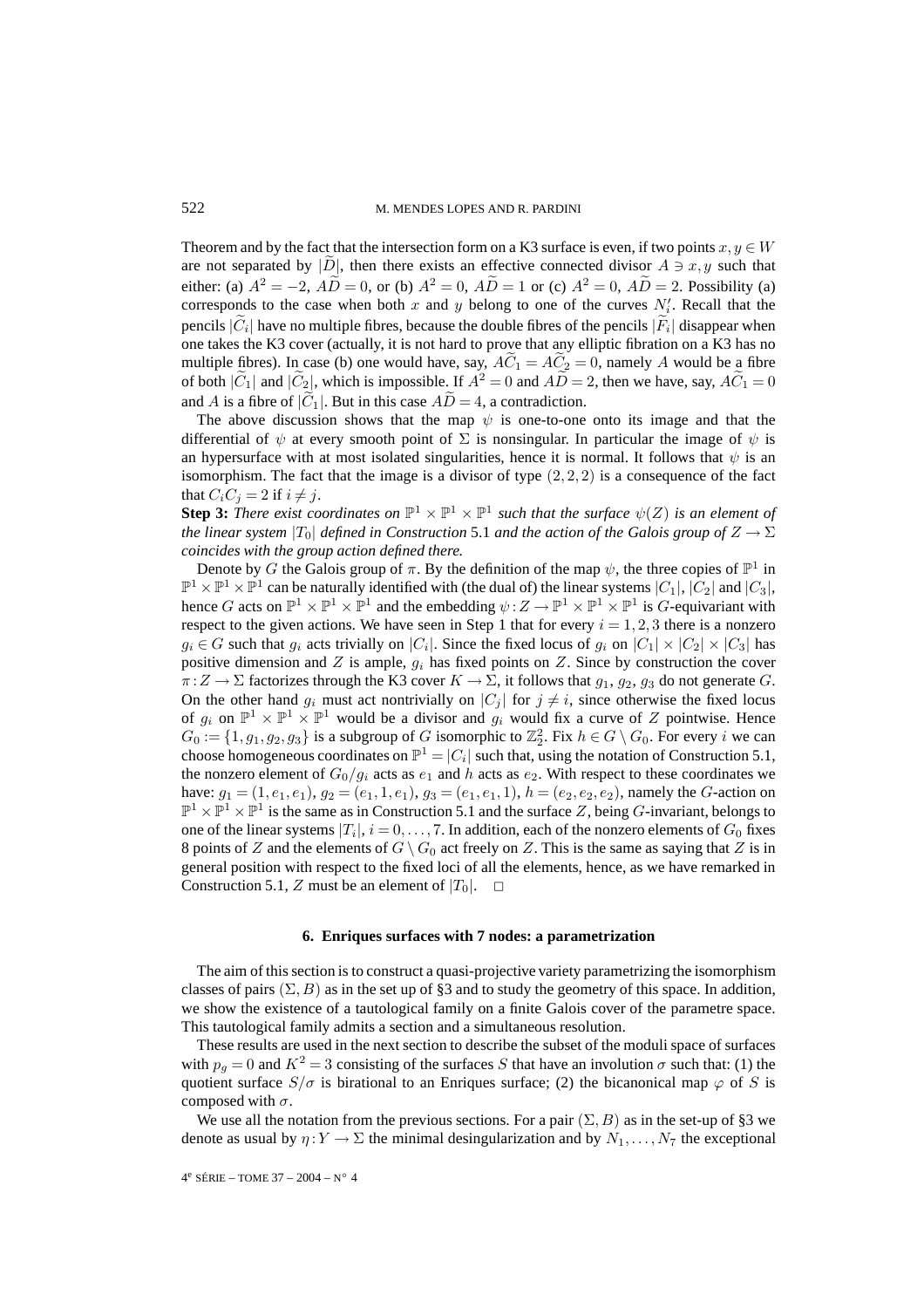Theorem and by the fact that the intersection form on a K3 surface is even, if two points $x, y \in W$ are not separated by $|\widetilde{D}|$, then there exists an effective connected divisor $A \ni x, y$ such that either: (a) $A^2 = -2$, $A\widetilde{D} = 0$, or (b) $A^2 = 0$, $A\widetilde{D} = 1$ or (c) $A^2 = 0$, $A\widetilde{D} = 2$. Possibility (a) corresponds to the case when both $x$ and $y$ belong to one of the curves $N_i'$. Recall that the pencils $|\widetilde{C}_i|$ have no multiple fibres, because the double fibres of the pencils $|\widetilde{F}_i|$ disappear when one takes the K3 cover (actually, it is not hard to prove that any elliptic fibration on a K3 has no multiple fibres). In case (b) one would have, say, $A\widetilde{C}_1 = A\widetilde{C}_2 = 0$, namely $A$ would be a fibre of both $|\widetilde{C}_1|$ and $|\widetilde{C}_2|$, which is impossible. If $A^2 = 0$ and $A\widetilde{D} = 2$, then we have, say, $A\widetilde{C}_1 = 0$ and $A$ is a fibre of $|\widetilde{C}_1|$. But in this case $A\widetilde{D} = 4$, a contradiction.

The above discussion shows that the map $\psi$ is one-to-one onto its image and that the differential of $\psi$ at every smooth point of $\Sigma$ is nonsingular. In particular the image of $\psi$ is an hypersurface with at most isolated singularities, hence it is normal. It follows that $\psi$ is an isomorphism. The fact that the image is a divisor of type $(2,2,2)$ is a consequence of the fact that $C_iC_j = 2$ if $i \neq j$.

**Step 3:** *There exist coordinates on $\mathbb{P}^1 \times \mathbb{P}^1 \times \mathbb{P}^1$ such that the surface $\psi(Z)$ is an element of the linear system $|T_0|$ defined in Construction* 5.1 *and the action of the Galois group of $Z \to \Sigma$ coincides with the group action defined there.*

Denote by $G$ the Galois group of $\pi$. By the definition of the map $\psi$, the three copies of $\mathbb{P}^1$ in $\mathbb{P}^1 \times \mathbb{P}^1 \times \mathbb{P}^1$ can be naturally identified with (the dual of) the linear systems $|C_1|$, $|C_2|$ and $|C_3|$, hence $G$ acts on $\mathbb{P}^1 \times \mathbb{P}^1 \times \mathbb{P}^1$ and the embedding $\psi : Z \to \mathbb{P}^1 \times \mathbb{P}^1 \times \mathbb{P}^1$ is $G$-equivariant with respect to the given actions. We have seen in Step 1 that for every $i = 1, 2, 3$ there is a nonzero $g_i \in G$ such that $g_i$ acts trivially on $|C_i|$. Since the fixed locus of $g_i$ on $|C_1| \times |C_2| \times |C_3|$ has positive dimension and $Z$ is ample, $g_i$ has fixed points on $Z$. Since by construction the cover $\pi : Z \to \Sigma$ factorizes through the K3 cover $K \to \Sigma$, it follows that $g_1$, $g_2$, $g_3$ do not generate $G$. On the other hand $g_i$ must act nontrivially on $|C_j|$ for $j \neq i$, since otherwise the fixed locus of $g_i$ on $\mathbb{P}^1 \times \mathbb{P}^1 \times \mathbb{P}^1$ would be a divisor and $g_i$ would fix a curve of $Z$ pointwise. Hence $G_0 := \{1, g_1, g_2, g_3\}$ is a subgroup of $G$ isomorphic to $\mathbb{Z}_2^2$. Fix $h \in G \setminus G_0$. For every $i$ we can choose homogeneous coordinates on $\mathbb{P}^1 = |C_i|$ such that, using the notation of Construction 5.1, the nonzero element of $G_0/g_i$ acts as $e_1$ and $h$ acts as $e_2$. With respect to these coordinates we have: $g_1 = (1, e_1, e_1)$, $g_2 = (e_1, 1, e_1)$, $g_3 = (e_1, e_1, 1)$, $h = (e_2, e_2, e_2)$, namely the $G$-action on $\mathbb{P}^1 \times \mathbb{P}^1 \times \mathbb{P}^1$ is the same as in Construction 5.1 and the surface $Z$, being $G$-invariant, belongs to one of the linear systems $|T_i|$, $i = 0, \ldots, 7$. In addition, each of the nonzero elements of $G_0$ fixes 8 points of $Z$ and the elements of $G \setminus G_0$ act freely on $Z$. This is the same as saying that $Z$ is in general position with respect to the fixed loci of all the elements, hence, as we have remarked in Construction 5.1, $Z$ must be an element of $|T_0|$. $\square$

## 6. Enriques surfaces with 7 nodes: a parametrization

The aim of this section is to construct a quasi-projective variety parametrizing the isomorphism classes of pairs $(\Sigma, B)$ as in the set up of §3 and to study the geometry of this space. In addition, we show the existence of a tautological family on a finite Galois cover of the parametre space. This tautological family admits a section and a simultaneous resolution.

These results are used in the next section to describe the subset of the moduli space of surfaces with $p_g = 0$ and $K^2 = 3$ consisting of the surfaces $S$ that have an involution $\sigma$ such that: (1) the quotient surface $S/\sigma$ is birational to an Enriques surface; (2) the bicanonical map $\varphi$ of $S$ is composed with $\sigma$.

We use all the notation from the previous sections. For a pair $(\Sigma, B)$ as in the set-up of §3 we denote as usual by $\eta : Y \to \Sigma$ the minimal desingularization and by $N_1, \ldots, N_7$ the exceptional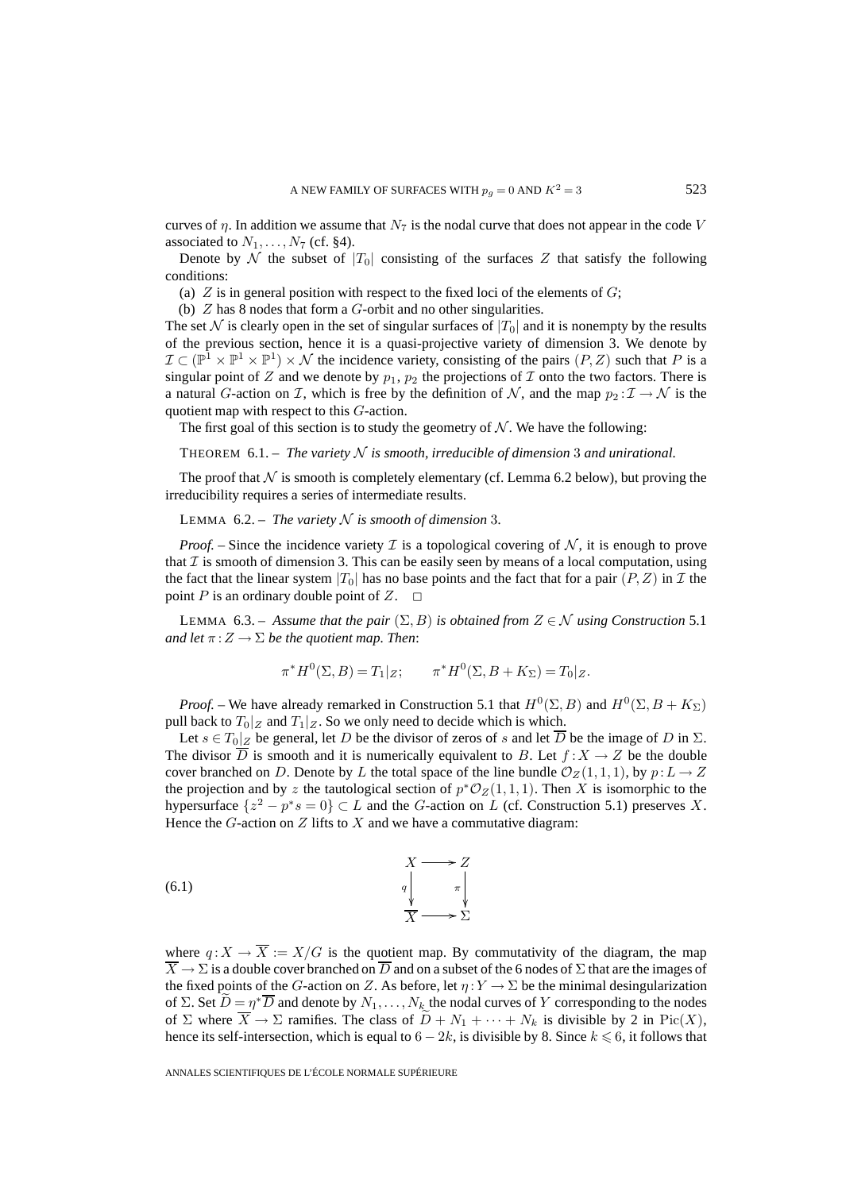curves of $\eta$. In addition we assume that $N_7$ is the nodal curve that does not appear in the code $V$ associated to $N_1, \ldots, N_7$ (cf. §4).

Denote by $\mathcal{N}$ the subset of $|T_0|$ consisting of the surfaces $Z$ that satisfy the following conditions:

(a) $Z$ is in general position with respect to the fixed loci of the elements of $G$;

(b) $Z$ has 8 nodes that form a $G$-orbit and no other singularities.

The set $\mathcal{N}$ is clearly open in the set of singular surfaces of $|T_0|$ and it is nonempty by the results of the previous section, hence it is a quasi-projective variety of dimension 3. We denote by $\mathcal{I} \subset (\mathbb{P}^1 \times \mathbb{P}^1 \times \mathbb{P}^1) \times \mathcal{N}$ the incidence variety, consisting of the pairs $(P, Z)$ such that $P$ is a singular point of $Z$ and we denote by $p_1$, $p_2$ the projections of $\mathcal{I}$ onto the two factors. There is a natural $G$-action on $\mathcal{I}$, which is free by the definition of $\mathcal{N}$, and the map $p_2 : \mathcal{I} \to \mathcal{N}$ is the quotient map with respect to this $G$-action.

The first goal of this section is to study the geometry of $\mathcal{N}$. We have the following:

THEOREM 6.1. – *The variety $\mathcal{N}$ is smooth, irreducible of dimension 3 and unirational.*

The proof that $\mathcal{N}$ is smooth is completely elementary (cf. Lemma 6.2 below), but proving the irreducibility requires a series of intermediate results.

LEMMA 6.2. – *The variety $\mathcal{N}$ is smooth of dimension 3.*

*Proof.* – Since the incidence variety $\mathcal{I}$ is a topological covering of $\mathcal{N}$, it is enough to prove that $\mathcal{I}$ is smooth of dimension 3. This can be easily seen by means of a local computation, using the fact that the linear system $|T_0|$ has no base points and the fact that for a pair $(P, Z)$ in $\mathcal{I}$ the point $P$ is an ordinary double point of $Z$. □

LEMMA 6.3. – *Assume that the pair $(\Sigma, B)$ is obtained from $Z \in \mathcal{N}$ using Construction 5.1 and let $\pi : Z \to \Sigma$ be the quotient map. Then*:

$$\pi^* H^0(\Sigma, B) = T_1|_Z; \qquad \pi^* H^0(\Sigma, B + K_\Sigma) = T_0|_Z.$$

*Proof.* – We have already remarked in Construction 5.1 that $H^0(\Sigma, B)$ and $H^0(\Sigma, B + K_\Sigma)$ pull back to $T_0|_Z$ and $T_1|_Z$. So we only need to decide which is which.

Let $s \in T_0|_Z$ be general, let $D$ be the divisor of zeros of $s$ and let $\overline{D}$ be the image of $D$ in $\Sigma$. The divisor $\overline{D}$ is smooth and it is numerically equivalent to $B$. Let $f : X \to Z$ be the double cover branched on $D$. Denote by $L$ the total space of the line bundle $\mathcal{O}_Z(1,1,1)$, by $p : L \to Z$ the projection and by $z$ the tautological section of $p^*\mathcal{O}_Z(1,1,1)$. Then $X$ is isomorphic to the hypersurface $\{z^2 - p^* s = 0\} \subset L$ and the $G$-action on $L$ (cf. Construction 5.1) preserves $X$. Hence the $G$-action on $Z$ lifts to $X$ and we have a commutative diagram:

$$\begin{array}{ccc} X & \longrightarrow & Z \\ {\scriptstyle q}\downarrow & & \downarrow{\scriptstyle \pi} \\ \overline{X} & \longrightarrow & \Sigma \end{array} \tag{6.1}$$

where $q : X \to \overline{X} := X/G$ is the quotient map. By commutativity of the diagram, the map $\overline{X} \to \Sigma$ is a double cover branched on $\overline{D}$ and on a subset of the 6 nodes of $\Sigma$ that are the images of the fixed points of the $G$-action on $Z$. As before, let $\eta : Y \to \Sigma$ be the minimal desingularization of $\Sigma$. Set $\widetilde{D} = \eta^* \overline{D}$ and denote by $N_1, \ldots, N_k$ the nodal curves of $Y$ corresponding to the nodes of $\Sigma$ where $\overline{X} \to \Sigma$ ramifies. The class of $\widetilde{D} + N_1 + \cdots + N_k$ is divisible by 2 in $\mathrm{Pic}(X)$, hence its self-intersection, which is equal to $6 - 2k$, is divisible by 8. Since $k \leqslant 6$, it follows that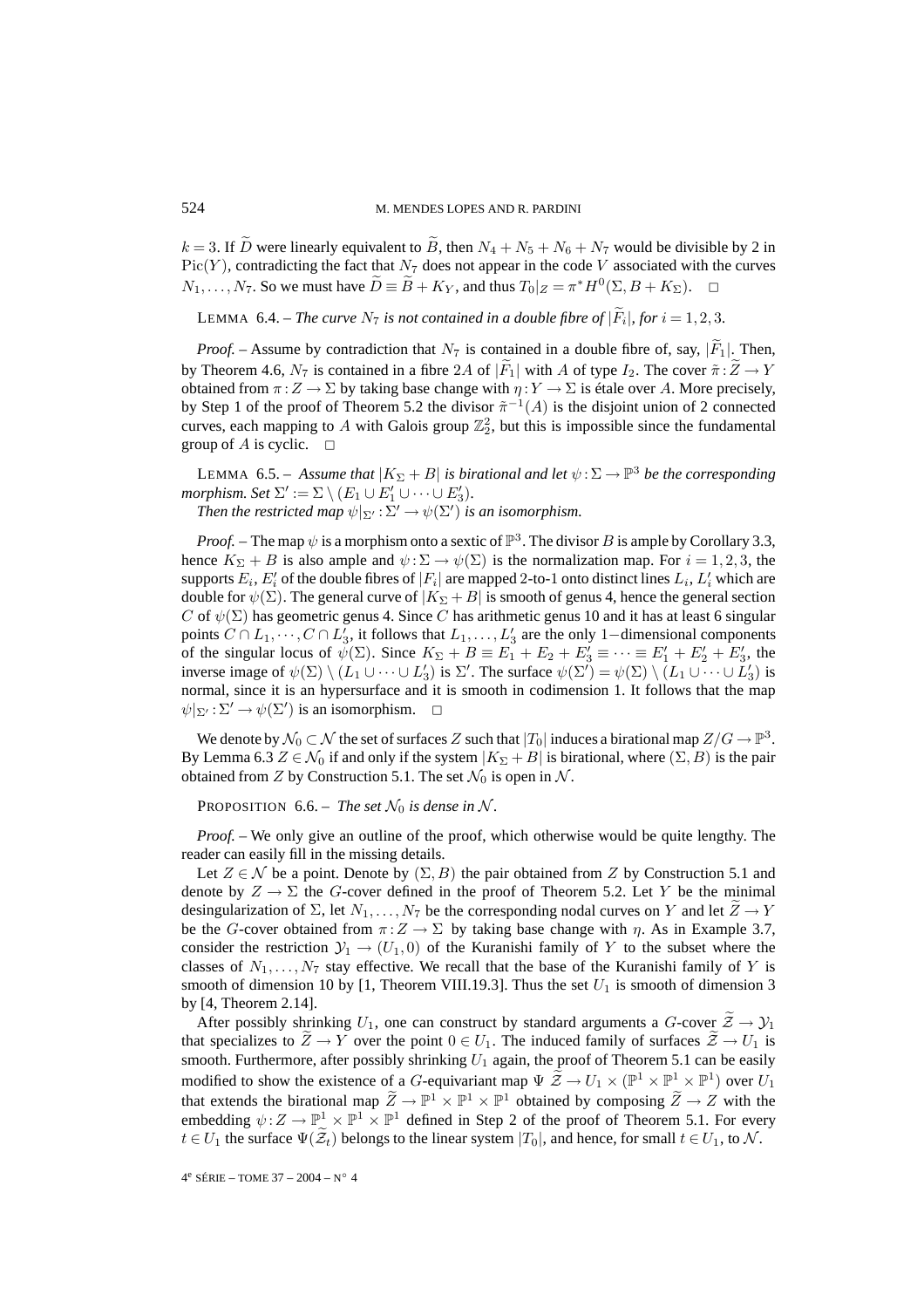$k=3$. If $\widetilde{D}$ were linearly equivalent to $\widetilde{B}$, then $N_4+N_5+N_6+N_7$ would be divisible by 2 in $\mathrm{Pic}(Y)$, contradicting the fact that $N_7$ does not appear in the code $V$ associated with the curves $N_1,\ldots,N_7$. So we must have $\widetilde{D}\equiv\widetilde{B}+K_Y$, and thus $T_0|_Z=\pi^*H^0(\Sigma,B+K_\Sigma)$. □

LEMMA 6.4. – *The curve $N_7$ is not contained in a double fibre of $|\widetilde{F}_i|$, for $i=1,2,3$.*

*Proof.* – Assume by contradiction that $N_7$ is contained in a double fibre of, say, $|\widetilde{F}_1|$. Then, by Theorem 4.6, $N_7$ is contained in a fibre $2A$ of $|\widetilde{F}_1|$ with $A$ of type $I_2$. The cover $\tilde{\pi}:\widetilde{Z}\to Y$ obtained from $\pi:Z\to\Sigma$ by taking base change with $\eta:Y\to\Sigma$ is étale over $A$. More precisely, by Step 1 of the proof of Theorem 5.2 the divisor $\tilde{\pi}^{-1}(A)$ is the disjoint union of 2 connected curves, each mapping to $A$ with Galois group $\mathbb{Z}_2^2$, but this is impossible since the fundamental group of $A$ is cyclic. □

LEMMA 6.5. – *Assume that $|K_\Sigma+B|$ is birational and let $\psi:\Sigma\to\mathbb{P}^3$ be the corresponding morphism. Set $\Sigma':=\Sigma\setminus(E_1\cup E_1'\cup\cdots\cup E_3')$.*
*Then the restricted map $\psi|_{\Sigma'}:\Sigma'\to\psi(\Sigma')$ is an isomorphism.*

*Proof.* – The map $\psi$ is a morphism onto a sextic of $\mathbb{P}^3$. The divisor $B$ is ample by Corollary 3.3, hence $K_\Sigma+B$ is also ample and $\psi:\Sigma\to\psi(\Sigma)$ is the normalization map. For $i=1,2,3$, the supports $E_i$, $E_i'$ of the double fibres of $|F_i|$ are mapped 2-to-1 onto distinct lines $L_i$, $L_i'$ which are double for $\psi(\Sigma)$. The general curve of $|K_\Sigma+B|$ is smooth of genus 4, hence the general section $C$ of $\psi(\Sigma)$ has geometric genus 4. Since $C$ has arithmetic genus 10 and it has at least 6 singular points $C\cap L_1,\cdots,C\cap L_3'$, it follows that $L_1,\ldots,L_3'$ are the only 1−dimensional components of the singular locus of $\psi(\Sigma)$. Since $K_\Sigma+B\equiv E_1+E_2+E_3'\equiv\cdots\equiv E_1'+E_2'+E_3'$, the inverse image of $\psi(\Sigma)\setminus(L_1\cup\cdots\cup L_3')$ is $\Sigma'$. The surface $\psi(\Sigma')=\psi(\Sigma)\setminus(L_1\cup\cdots\cup L_3')$ is normal, since it is an hypersurface and it is smooth in codimension 1. It follows that the map $\psi|_{\Sigma'}:\Sigma'\to\psi(\Sigma')$ is an isomorphism. □

We denote by $\mathcal{N}_0\subset\mathcal{N}$ the set of surfaces $Z$ such that $|T_0|$ induces a birational map $Z/G\to\mathbb{P}^3$. By Lemma 6.3 $Z\in\mathcal{N}_0$ if and only if the system $|K_\Sigma+B|$ is birational, where $(\Sigma,B)$ is the pair obtained from $Z$ by Construction 5.1. The set $\mathcal{N}_0$ is open in $\mathcal{N}$.

PROPOSITION 6.6. – *The set $\mathcal{N}_0$ is dense in $\mathcal{N}$.*

*Proof.* – We only give an outline of the proof, which otherwise would be quite lengthy. The reader can easily fill in the missing details.

Let $Z\in\mathcal{N}$ be a point. Denote by $(\Sigma,B)$ the pair obtained from $Z$ by Construction 5.1 and denote by $Z\to\Sigma$ the $G$-cover defined in the proof of Theorem 5.2. Let $Y$ be the minimal desingularization of $\Sigma$, let $N_1,\ldots,N_7$ be the corresponding nodal curves on $Y$ and let $\widetilde{Z}\to Y$ be the $G$-cover obtained from $\pi:Z\to\Sigma$ by taking base change with $\eta$. As in Example 3.7, consider the restriction $\mathcal{Y}_1\to(U_1,0)$ of the Kuranishi family of $Y$ to the subset where the classes of $N_1,\ldots,N_7$ stay effective. We recall that the base of the Kuranishi family of $Y$ is smooth of dimension 10 by [1, Theorem VIII.19.3]. Thus the set $U_1$ is smooth of dimension 3 by [4, Theorem 2.14].

After possibly shrinking $U_1$, one can construct by standard arguments a $G$-cover $\widetilde{\mathcal{Z}}\to\mathcal{Y}_1$ that specializes to $\widetilde{Z}\to Y$ over the point $0\in U_1$. The induced family of surfaces $\widetilde{\mathcal{Z}}\to U_1$ is smooth. Furthermore, after possibly shrinking $U_1$ again, the proof of Theorem 5.1 can be easily modified to show the existence of a $G$-equivariant map $\Psi\ \widetilde{\mathcal{Z}}\to U_1\times(\mathbb{P}^1\times\mathbb{P}^1\times\mathbb{P}^1)$ over $U_1$ that extends the birational map $\widetilde{Z}\to\mathbb{P}^1\times\mathbb{P}^1\times\mathbb{P}^1$ obtained by composing $\widetilde{Z}\to Z$ with the embedding $\psi:Z\to\mathbb{P}^1\times\mathbb{P}^1\times\mathbb{P}^1$ defined in Step 2 of the proof of Theorem 5.1. For every $t\in U_1$ the surface $\Psi(\widetilde{\mathcal{Z}}_t)$ belongs to the linear system $|T_0|$, and hence, for small $t\in U_1$, to $\mathcal{N}$.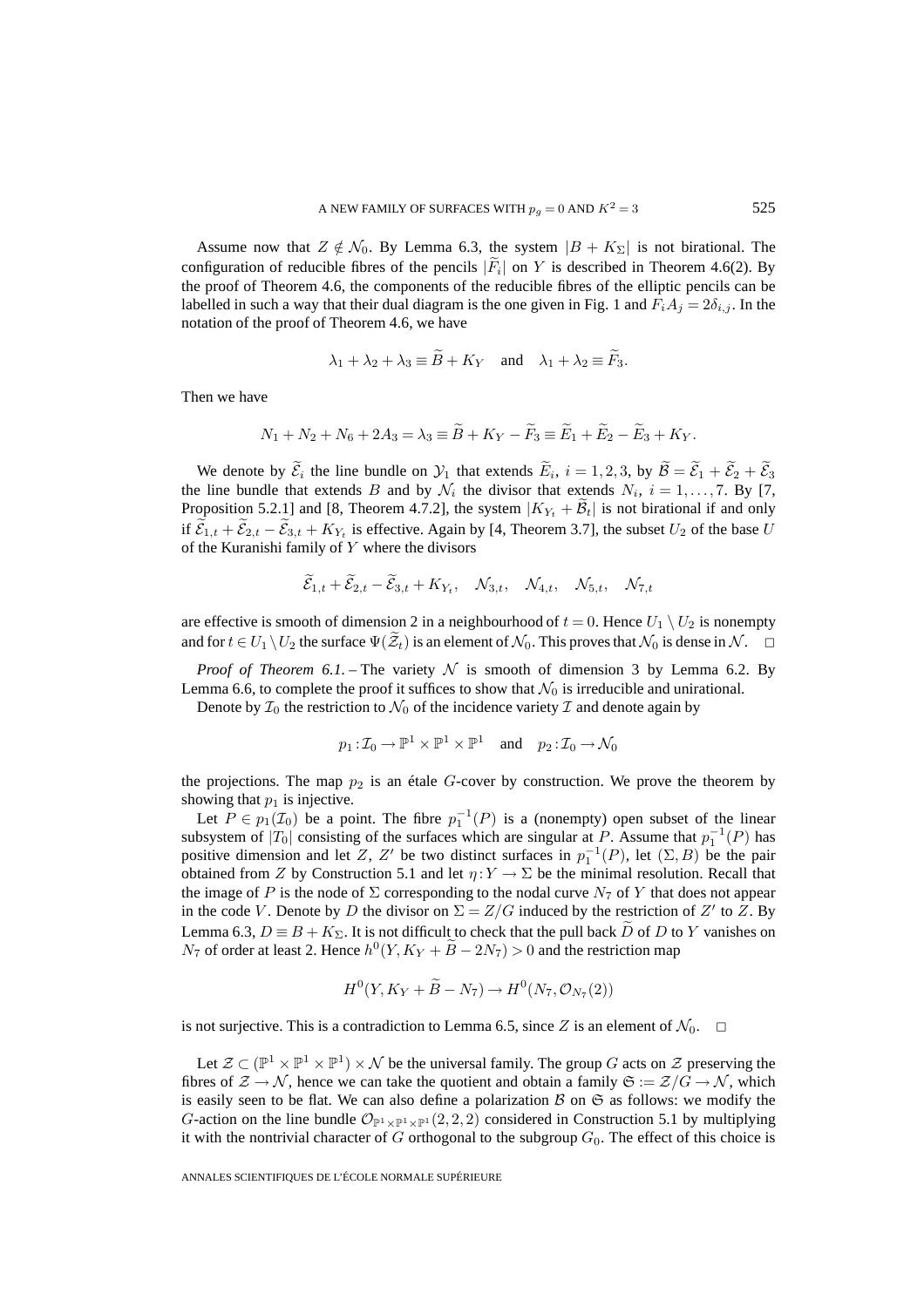Assume now that $Z \notin \mathcal{N}_0$. By Lemma 6.3, the system $|B + K_\Sigma|$ is not birational. The configuration of reducible fibres of the pencils $|\widetilde{F}_i|$ on $Y$ is described in Theorem 4.6(2). By the proof of Theorem 4.6, the components of the reducible fibres of the elliptic pencils can be labelled in such a way that their dual diagram is the one given in Fig. 1 and $F_i A_j = 2\delta_{i,j}$. In the notation of the proof of Theorem 4.6, we have

$$\lambda_1 + \lambda_2 + \lambda_3 \equiv \widetilde{B} + K_Y \quad \text{and} \quad \lambda_1 + \lambda_2 \equiv \widetilde{F}_3.$$

Then we have

$$N_1 + N_2 + N_6 + 2A_3 = \lambda_3 \equiv \widetilde{B} + K_Y - \widetilde{F}_3 \equiv \widetilde{E}_1 + \widetilde{E}_2 - \widetilde{E}_3 + K_Y.$$

We denote by $\widetilde{\mathcal{E}}_i$ the line bundle on $\mathcal{Y}_1$ that extends $\widetilde{E}_i$, $i = 1, 2, 3$, by $\widetilde{\mathcal{B}} = \widetilde{\mathcal{E}}_1 + \widetilde{\mathcal{E}}_2 + \widetilde{\mathcal{E}}_3$ the line bundle that extends $B$ and by $\mathcal{N}_i$ the divisor that extends $N_i$, $i = 1, \dots, 7$. By [7, Proposition 5.2.1] and [8, Theorem 4.7.2], the system $|K_{Y_t} + \widetilde{\mathcal{B}}_t|$ is not birational if and only if $\widetilde{\mathcal{E}}_{1,t} + \widetilde{\mathcal{E}}_{2,t} - \widetilde{\mathcal{E}}_{3,t} + K_{Y_t}$ is effective. Again by [4, Theorem 3.7], the subset $U_2$ of the base $U$ of the Kuranishi family of $Y$ where the divisors

$$\widetilde{\mathcal{E}}_{1,t} + \widetilde{\mathcal{E}}_{2,t} - \widetilde{\mathcal{E}}_{3,t} + K_{Y_t}, \quad \mathcal{N}_{3,t}, \quad \mathcal{N}_{4,t}, \quad \mathcal{N}_{5,t}, \quad \mathcal{N}_{7,t}$$

are effective is smooth of dimension 2 in a neighbourhood of $t = 0$. Hence $U_1 \setminus U_2$ is nonempty and for $t \in U_1 \setminus U_2$ the surface $\Psi(\widetilde{\mathcal{Z}}_t)$ is an element of $\mathcal{N}_0$. This proves that $\mathcal{N}_0$ is dense in $\mathcal{N}$. $\square$

*Proof of Theorem 6.1.* – The variety $\mathcal{N}$ is smooth of dimension 3 by Lemma 6.2. By Lemma 6.6, to complete the proof it suffices to show that $\mathcal{N}_0$ is irreducible and unirational.

Denote by $\mathcal{I}_0$ the restriction to $\mathcal{N}_0$ of the incidence variety $\mathcal{I}$ and denote again by

$$p_1 : \mathcal{I}_0 \to \mathbb{P}^1 \times \mathbb{P}^1 \times \mathbb{P}^1 \quad \text{and} \quad p_2 : \mathcal{I}_0 \to \mathcal{N}_0$$

the projections. The map $p_2$ is an étale $G$-cover by construction. We prove the theorem by showing that $p_1$ is injective.

Let $P \in p_1(\mathcal{I}_0)$ be a point. The fibre $p_1^{-1}(P)$ is a (nonempty) open subset of the linear subsystem of $|T_0|$ consisting of the surfaces which are singular at $P$. Assume that $p_1^{-1}(P)$ has positive dimension and let $Z$, $Z'$ be two distinct surfaces in $p_1^{-1}(P)$, let $(\Sigma, B)$ be the pair obtained from $Z$ by Construction 5.1 and let $\eta : Y \to \Sigma$ be the minimal resolution. Recall that the image of $P$ is the node of $\Sigma$ corresponding to the nodal curve $N_7$ of $Y$ that does not appear in the code $V$. Denote by $D$ the divisor on $\Sigma = Z/G$ induced by the restriction of $Z'$ to $Z$. By Lemma 6.3, $D \equiv B + K_\Sigma$. It is not difficult to check that the pull back $\widetilde{D}$ of $D$ to $Y$ vanishes on $N_7$ of order at least 2. Hence $h^0(Y, K_Y + \widetilde{B} - 2N_7) > 0$ and the restriction map

$$H^0(Y, K_Y + \widetilde{B} - N_7) \to H^0(N_7, \mathcal{O}_{N_7}(2))$$

is not surjective. This is a contradiction to Lemma 6.5, since $Z$ is an element of $\mathcal{N}_0$. $\square$

Let $\mathcal{Z} \subset (\mathbb{P}^1 \times \mathbb{P}^1 \times \mathbb{P}^1) \times \mathcal{N}$ be the universal family. The group $G$ acts on $\mathcal{Z}$ preserving the fibres of $\mathcal{Z} \to \mathcal{N}$, hence we can take the quotient and obtain a family $\mathfrak{S} := \mathcal{Z}/G \to \mathcal{N}$, which is easily seen to be flat. We can also define a polarization $\mathcal{B}$ on $\mathfrak{S}$ as follows: we modify the $G$-action on the line bundle $\mathcal{O}_{\mathbb{P}^1 \times \mathbb{P}^1 \times \mathbb{P}^1}(2, 2, 2)$ considered in Construction 5.1 by multiplying it with the nontrivial character of $G$ orthogonal to the subgroup $G_0$. The effect of this choice is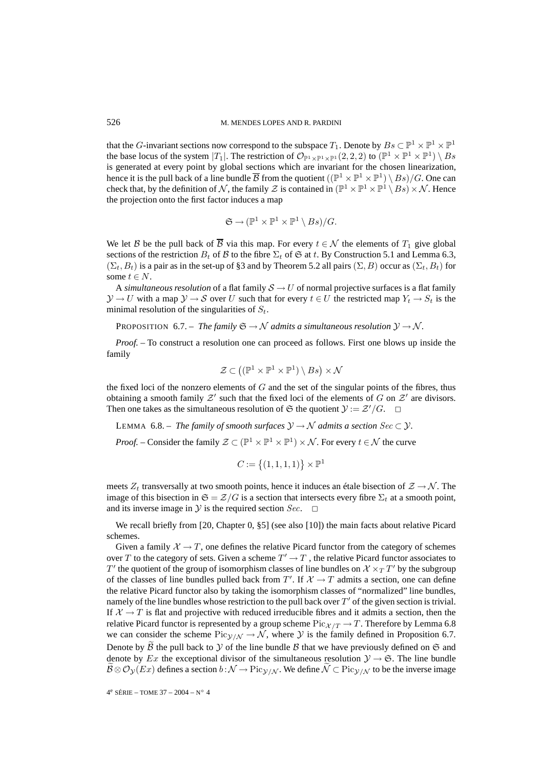that the $G$-invariant sections now correspond to the subspace $T_1$. Denote by $Bs \subset \mathbb{P}^1 \times \mathbb{P}^1 \times \mathbb{P}^1$ the base locus of the system $|T_1|$. The restriction of $\mathcal{O}_{\mathbb{P}^1\times\mathbb{P}^1\times\mathbb{P}^1}(2,2,2)$ to $(\mathbb{P}^1 \times \mathbb{P}^1 \times \mathbb{P}^1) \setminus Bs$ is generated at every point by global sections which are invariant for the chosen linearization, hence it is the pull back of a line bundle $\overline{\mathcal{B}}$ from the quotient $((\mathbb{P}^1 \times \mathbb{P}^1 \times \mathbb{P}^1) \setminus Bs)/G$. One can check that, by the definition of $\mathcal{N}$, the family $\mathcal{Z}$ is contained in $(\mathbb{P}^1 \times \mathbb{P}^1 \times \mathbb{P}^1 \setminus Bs) \times \mathcal{N}$. Hence the projection onto the first factor induces a map

$$\mathfrak{S} \to (\mathbb{P}^1 \times \mathbb{P}^1 \times \mathbb{P}^1 \setminus Bs)/G.$$

We let $\mathcal{B}$ be the pull back of $\overline{\mathcal{B}}$ via this map. For every $t \in \mathcal{N}$ the elements of $T_1$ give global sections of the restriction $B_t$ of $\mathcal{B}$ to the fibre $\Sigma_t$ of $\mathfrak{S}$ at $t$. By Construction 5.1 and Lemma 6.3, $(\Sigma_t, B_t)$ is a pair as in the set-up of §3 and by Theorem 5.2 all pairs $(\Sigma, B)$ occur as $(\Sigma_t, B_t)$ for some $t \in N$.

A *simultaneous resolution* of a flat family $\mathcal{S} \to U$ of normal projective surfaces is a flat family $\mathcal{Y} \to U$ with a map $\mathcal{Y} \to \mathcal{S}$ over $U$ such that for every $t \in U$ the restricted map $Y_t \to S_t$ is the minimal resolution of the singularities of $S_t$.

PROPOSITION 6.7. – *The family $\mathfrak{S} \to \mathcal{N}$ admits a simultaneous resolution $\mathcal{Y} \to \mathcal{N}$.*

*Proof.* – To construct a resolution one can proceed as follows. First one blows up inside the family

$$\mathcal{Z} \subset \big((\mathbb{P}^1 \times \mathbb{P}^1 \times \mathbb{P}^1) \setminus Bs\big) \times \mathcal{N}$$

the fixed loci of the nonzero elements of $G$ and the set of the singular points of the fibres, thus obtaining a smooth family $\mathcal{Z}'$ such that the fixed loci of the elements of $G$ on $\mathcal{Z}'$ are divisors. Then one takes as the simultaneous resolution of $\mathfrak{S}$ the quotient $\mathcal{Y} := \mathcal{Z}'/G$. □

LEMMA 6.8. – *The family of smooth surfaces $\mathcal{Y} \to \mathcal{N}$ admits a section $Sec \subset \mathcal{Y}$.*

*Proof.* – Consider the family $\mathcal{Z} \subset (\mathbb{P}^1 \times \mathbb{P}^1 \times \mathbb{P}^1) \times \mathcal{N}$. For every $t \in \mathcal{N}$ the curve

$$C := \big\{(1,1,1,1)\big\} \times \mathbb{P}^1$$

meets $Z_t$ transversally at two smooth points, hence it induces an étale bisection of $\mathcal{Z} \to \mathcal{N}$. The image of this bisection in $\mathfrak{S} = \mathcal{Z}/G$ is a section that intersects every fibre $\Sigma_t$ at a smooth point, and its inverse image in $\mathcal{Y}$ is the required section $Sec$. □

We recall briefly from [20, Chapter 0, §5] (see also [10]) the main facts about relative Picard schemes.

Given a family $\mathcal{X} \to T$, one defines the relative Picard functor from the category of schemes over $T$ to the category of sets. Given a scheme $T' \to T$ , the relative Picard functor associates to $T'$ the quotient of the group of isomorphism classes of line bundles on $\mathcal{X} \times_T T'$ by the subgroup of the classes of line bundles pulled back from $T'$. If $\mathcal{X} \to T$ admits a section, one can define the relative Picard functor also by taking the isomorphism classes of "normalized" line bundles, namely of the line bundles whose restriction to the pull back over $T'$ of the given section is trivial. If $\mathcal{X} \to T$ is flat and projective with reduced irreducible fibres and it admits a section, then the relative Picard functor is represented by a group scheme $\mathrm{Pic}_{\mathcal{X}/T} \to T$. Therefore by Lemma 6.8 we can consider the scheme $\mathrm{Pic}_{\mathcal{Y}/\mathcal{N}} \to \mathcal{N}$, where $\mathcal{Y}$ is the family defined in Proposition 6.7. Denote by $\widetilde{\mathcal{B}}$ the pull back to $\mathcal{Y}$ of the line bundle $\mathcal{B}$ that we have previously defined on $\mathfrak{S}$ and denote by $Ex$ the exceptional divisor of the simultaneous resolution $\mathcal{Y} \to \mathfrak{S}$. The line bundle $\widetilde{\mathcal{B}} \otimes \mathcal{O}_{\mathcal{Y}}(Ex)$ defines a section $b : \mathcal{N} \to \mathrm{Pic}_{\mathcal{Y}/\mathcal{N}}$. We define $\widetilde{\mathcal{N}} \subset \mathrm{Pic}_{\mathcal{Y}/\mathcal{N}}$ to be the inverse image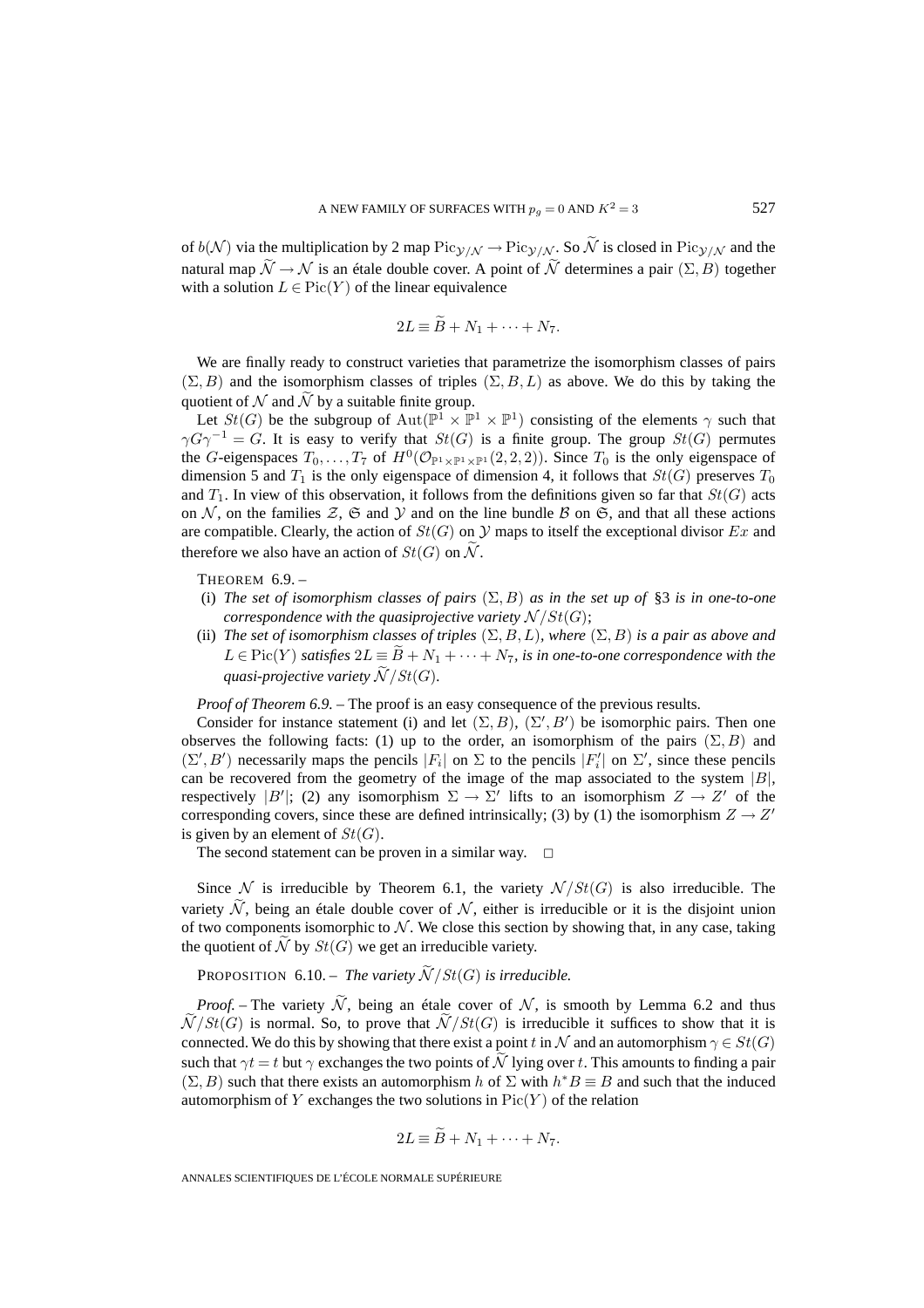of $b(\mathcal{N})$ via the multiplication by 2 map $\mathrm{Pic}_{\mathcal{Y}/\mathcal{N}} \to \mathrm{Pic}_{\mathcal{Y}/\mathcal{N}}$. So $\widetilde{\mathcal{N}}$ is closed in $\mathrm{Pic}_{\mathcal{Y}/\mathcal{N}}$ and the natural map $\widetilde{\mathcal{N}} \to \mathcal{N}$ is an étale double cover. A point of $\widetilde{\mathcal{N}}$ determines a pair $(\Sigma, B)$ together with a solution $L \in \mathrm{Pic}(Y)$ of the linear equivalence

$$2L \equiv \widetilde{B} + N_1 + \cdots + N_7.$$

We are finally ready to construct varieties that parametrize the isomorphism classes of pairs $(\Sigma, B)$ and the isomorphism classes of triples $(\Sigma, B, L)$ as above. We do this by taking the quotient of $\mathcal{N}$ and $\widetilde{\mathcal{N}}$ by a suitable finite group.

Let $St(G)$ be the subgroup of $\mathrm{Aut}(\mathbb{P}^1 \times \mathbb{P}^1 \times \mathbb{P}^1)$ consisting of the elements $\gamma$ such that $\gamma G \gamma^{-1} = G$. It is easy to verify that $St(G)$ is a finite group. The group $St(G)$ permutes the $G$-eigenspaces $T_0, \ldots, T_7$ of $H^0(\mathcal{O}_{\mathbb{P}^1 \times \mathbb{P}^1 \times \mathbb{P}^1}(2,2,2))$. Since $T_0$ is the only eigenspace of dimension 5 and $T_1$ is the only eigenspace of dimension 4, it follows that $St(G)$ preserves $T_0$ and $T_1$. In view of this observation, it follows from the definitions given so far that $St(G)$ acts on $\mathcal{N}$, on the families $\mathcal{Z}$, $\mathfrak{S}$ and $\mathcal{Y}$ and on the line bundle $\mathcal{B}$ on $\mathfrak{S}$, and that all these actions are compatible. Clearly, the action of $St(G)$ on $\mathcal{Y}$ maps to itself the exceptional divisor $Ex$ and therefore we also have an action of $St(G)$ on $\widetilde{\mathcal{N}}$.

THEOREM 6.9. –

(i) *The set of isomorphism classes of pairs* $(\Sigma, B)$ *as in the set up of* §3 *is in one-to-one correspondence with the quasiprojective variety* $\mathcal{N}/St(G)$;

(ii) *The set of isomorphism classes of triples* $(\Sigma, B, L)$*, where* $(\Sigma, B)$ *is a pair as above and* $L \in \mathrm{Pic}(Y)$ *satisfies* $2L \equiv \widetilde{B} + N_1 + \cdots + N_7$*, is in one-to-one correspondence with the quasi-projective variety* $\widetilde{\mathcal{N}}/St(G)$.

*Proof of Theorem 6.9.* – The proof is an easy consequence of the previous results.

Consider for instance statement (i) and let $(\Sigma, B)$, $(\Sigma', B')$ be isomorphic pairs. Then one observes the following facts: (1) up to the order, an isomorphism of the pairs $(\Sigma, B)$ and $(\Sigma', B')$ necessarily maps the pencils $|F_i|$ on $\Sigma$ to the pencils $|F'_i|$ on $\Sigma'$, since these pencils can be recovered from the geometry of the image of the map associated to the system $|B|$, respectively $|B'|$; (2) any isomorphism $\Sigma \to \Sigma'$ lifts to an isomorphism $Z \to Z'$ of the corresponding covers, since these are defined intrinsically; (3) by (1) the isomorphism $Z \to Z'$ is given by an element of $St(G)$.

The second statement can be proven in a similar way. □

Since $\mathcal{N}$ is irreducible by Theorem 6.1, the variety $\mathcal{N}/St(G)$ is also irreducible. The variety $\widetilde{\mathcal{N}}$, being an étale double cover of $\mathcal{N}$, either is irreducible or it is the disjoint union of two components isomorphic to $\mathcal{N}$. We close this section by showing that, in any case, taking the quotient of $\widetilde{\mathcal{N}}$ by $St(G)$ we get an irreducible variety.

PROPOSITION 6.10. – *The variety* $\widetilde{\mathcal{N}}/St(G)$ *is irreducible.*

*Proof.* – The variety $\widetilde{\mathcal{N}}$, being an étale cover of $\mathcal{N}$, is smooth by Lemma 6.2 and thus $\widetilde{\mathcal{N}}/St(G)$ is normal. So, to prove that $\widetilde{\mathcal{N}}/St(G)$ is irreducible it suffices to show that it is connected. We do this by showing that there exist a point $t$ in $\mathcal{N}$ and an automorphism $\gamma \in St(G)$ such that $\gamma t = t$ but $\gamma$ exchanges the two points of $\widetilde{\mathcal{N}}$ lying over $t$. This amounts to finding a pair $(\Sigma, B)$ such that there exists an automorphism $h$ of $\Sigma$ with $h^*B \equiv B$ and such that the induced automorphism of $Y$ exchanges the two solutions in $\mathrm{Pic}(Y)$ of the relation

$$2L \equiv \widetilde{B} + N_1 + \cdots + N_7.$$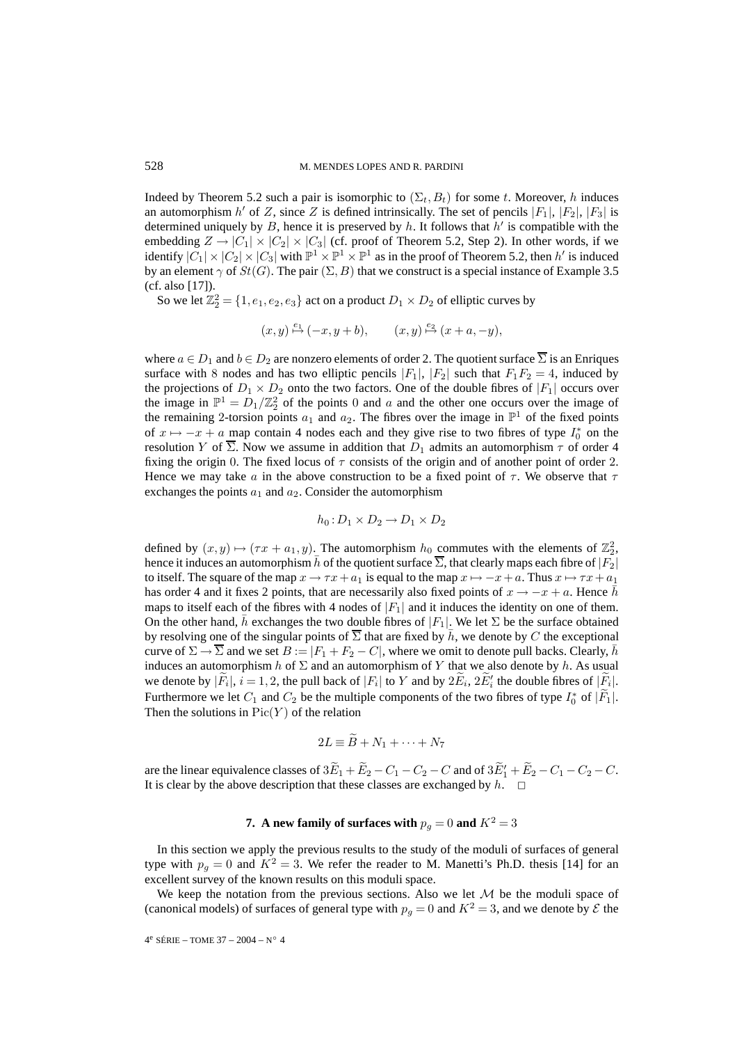Indeed by Theorem 5.2 such a pair is isomorphic to $(\Sigma_t, B_t)$ for some $t$. Moreover, $h$ induces an automorphism $h'$ of $Z$, since $Z$ is defined intrinsically. The set of pencils $|F_1|$, $|F_2|$, $|F_3|$ is determined uniquely by $B$, hence it is preserved by $h$. It follows that $h'$ is compatible with the embedding $Z \to |C_1| \times |C_2| \times |C_3|$ (cf. proof of Theorem 5.2, Step 2). In other words, if we identify $|C_1| \times |C_2| \times |C_3|$ with $\mathbb{P}^1 \times \mathbb{P}^1 \times \mathbb{P}^1$ as in the proof of Theorem 5.2, then $h'$ is induced by an element $\gamma$ of $St(G)$. The pair $(\Sigma, B)$ that we construct is a special instance of Example 3.5 (cf. also [17]).

So we let $\mathbb{Z}_2^2 = \{1, e_1, e_2, e_3\}$ act on a product $D_1 \times D_2$ of elliptic curves by

$$(x,y) \overset{e_1}{\mapsto} (-x, y+b), \qquad (x,y) \overset{e_2}{\mapsto} (x+a, -y),$$

where $a \in D_1$ and $b \in D_2$ are nonzero elements of order 2. The quotient surface $\overline{\Sigma}$ is an Enriques surface with 8 nodes and has two elliptic pencils $|F_1|$, $|F_2|$ such that $F_1F_2 = 4$, induced by the projections of $D_1 \times D_2$ onto the two factors. One of the double fibres of $|F_1|$ occurs over the image in $\mathbb{P}^1 = D_1/\mathbb{Z}_2^2$ of the points 0 and $a$ and the other one occurs over the image of the remaining 2-torsion points $a_1$ and $a_2$. The fibres over the image in $\mathbb{P}^1$ of the fixed points of $x \mapsto -x + a$ map contain 4 nodes each and they give rise to two fibres of type $I_0^*$ on the resolution $Y$ of $\overline{\Sigma}$. Now we assume in addition that $D_1$ admits an automorphism $\tau$ of order 4 fixing the origin 0. The fixed locus of $\tau$ consists of the origin and of another point of order 2. Hence we may take $a$ in the above construction to be a fixed point of $\tau$. We observe that $\tau$ exchanges the points $a_1$ and $a_2$. Consider the automorphism

$$h_0 : D_1 \times D_2 \to D_1 \times D_2$$

defined by $(x,y) \mapsto (\tau x + a_1, y)$. The automorphism $h_0$ commutes with the elements of $\mathbb{Z}_2^2$, hence it induces an automorphism $\bar{h}$ of the quotient surface $\overline{\Sigma}$, that clearly maps each fibre of $|F_2|$ to itself. The square of the map $x \to \tau x + a_1$ is equal to the map $x \mapsto -x + a$. Thus $x \mapsto \tau x + a_1$ has order 4 and it fixes 2 points, that are necessarily also fixed points of $x \to -x + a$. Hence $\bar{h}$ maps to itself each of the fibres with 4 nodes of $|F_1|$ and it induces the identity on one of them. On the other hand, $\bar{h}$ exchanges the two double fibres of $|F_1|$. We let $\Sigma$ be the surface obtained by resolving one of the singular points of $\overline{\Sigma}$ that are fixed by $\bar{h}$, we denote by $C$ the exceptional curve of $\Sigma \to \overline{\Sigma}$ and we set $B := |F_1 + F_2 - C|$, where we omit to denote pull backs. Clearly, $\bar{h}$ induces an automorphism $h$ of $\Sigma$ and an automorphism of $Y$ that we also denote by $h$. As usual we denote by $|\widetilde{F}_i|$, $i = 1, 2$, the pull back of $|F_i|$ to $Y$ and by $2\widetilde{E}_i$, $2\widetilde{E}_i'$ the double fibres of $|\widetilde{F}_i|$. Furthermore we let $C_1$ and $C_2$ be the multiple components of the two fibres of type $I_0^*$ of $|\widetilde{F}_1|$. Then the solutions in $\mathrm{Pic}(Y)$ of the relation

$$2L \equiv \widetilde{B} + N_1 + \cdots + N_7$$

are the linear equivalence classes of $3\widetilde{E}_1 + \widetilde{E}_2 - C_1 - C_2 - C$ and of $3\widetilde{E}_1' + \widetilde{E}_2 - C_1 - C_2 - C$. It is clear by the above description that these classes are exchanged by $h$. □

## 7. A new family of surfaces with $p_g = 0$ and $K^2 = 3$

In this section we apply the previous results to the study of the moduli of surfaces of general type with $p_g = 0$ and $K^2 = 3$. We refer the reader to M. Manetti's Ph.D. thesis [14] for an excellent survey of the known results on this moduli space.

We keep the notation from the previous sections. Also we let $\mathcal{M}$ be the moduli space of (canonical models) of surfaces of general type with $p_g = 0$ and $K^2 = 3$, and we denote by $\mathcal{E}$ the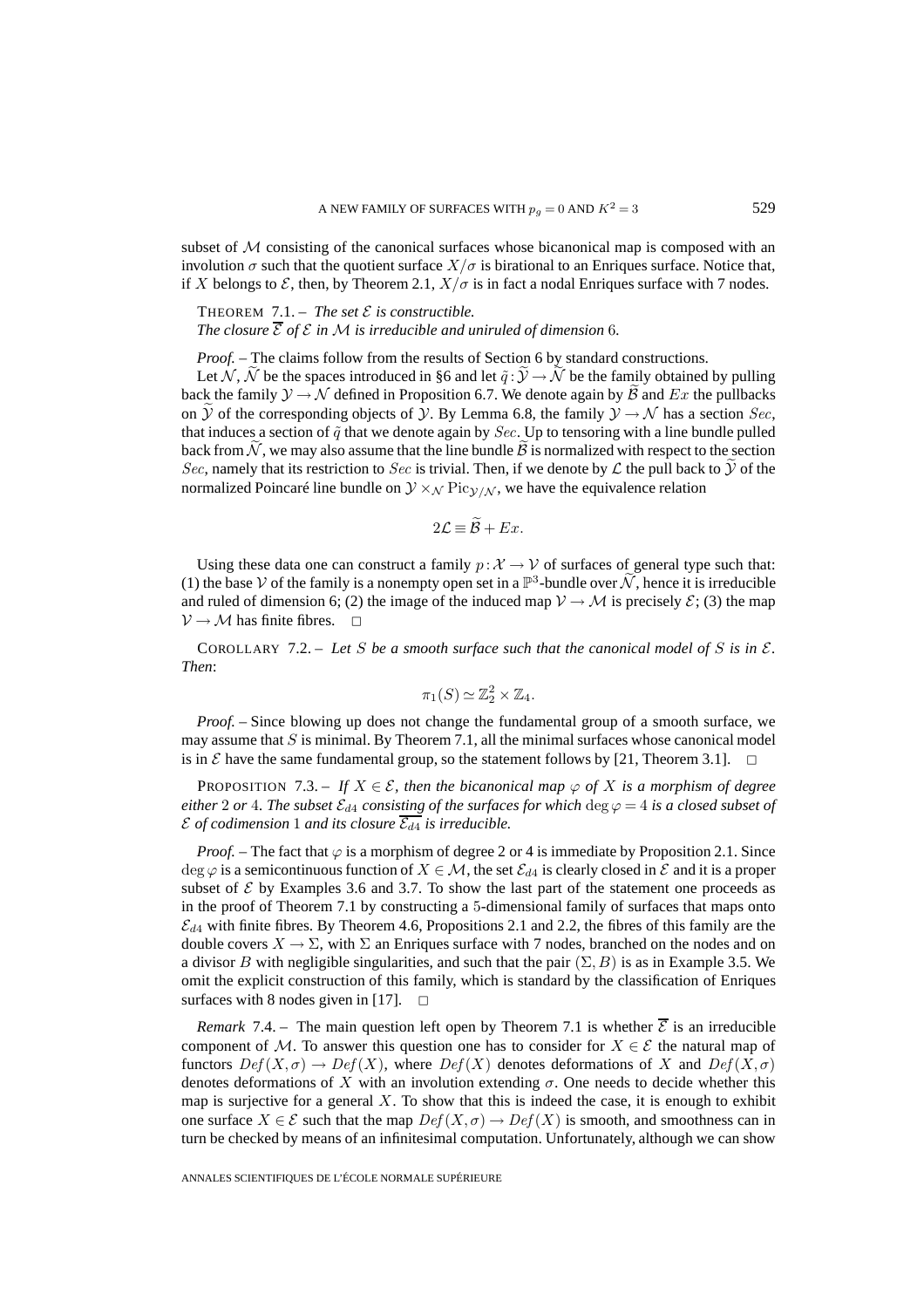subset of $\mathcal{M}$ consisting of the canonical surfaces whose bicanonical map is composed with an involution $\sigma$ such that the quotient surface $X/\sigma$ is birational to an Enriques surface. Notice that, if $X$ belongs to $\mathcal{E}$, then, by Theorem 2.1, $X/\sigma$ is in fact a nodal Enriques surface with 7 nodes.

THEOREM 7.1. – *The set $\mathcal{E}$ is constructible.*
*The closure $\overline{\mathcal{E}}$ of $\mathcal{E}$ in $\mathcal{M}$ is irreducible and uniruled of dimension* 6.

*Proof.* – The claims follow from the results of Section 6 by standard constructions.

Let $\mathcal{N}$, $\widetilde{\mathcal{N}}$ be the spaces introduced in §6 and let $\tilde{q}:\widetilde{\mathcal{Y}}\to\widetilde{\mathcal{N}}$ be the family obtained by pulling back the family $\mathcal{Y}\to\mathcal{N}$ defined in Proposition 6.7. We denote again by $\widetilde{\mathcal{B}}$ and $Ex$ the pullbacks on $\widetilde{\mathcal{Y}}$ of the corresponding objects of $\mathcal{Y}$. By Lemma 6.8, the family $\mathcal{Y}\to\mathcal{N}$ has a section $Sec$, that induces a section of $\tilde{q}$ that we denote again by $Sec$. Up to tensoring with a line bundle pulled back from $\widetilde{\mathcal{N}}$, we may also assume that the line bundle $\widetilde{\mathcal{B}}$ is normalized with respect to the section $Sec$, namely that its restriction to $Sec$ is trivial. Then, if we denote by $\mathcal{L}$ the pull back to $\widetilde{\mathcal{Y}}$ of the normalized Poincaré line bundle on $\mathcal{Y}\times_{\mathcal{N}}\mathrm{Pic}_{\mathcal{Y}/\mathcal{N}}$, we have the equivalence relation

$$2\mathcal{L}\equiv\widetilde{\mathcal{B}}+Ex.$$

Using these data one can construct a family $p:\mathcal{X}\to\mathcal{V}$ of surfaces of general type such that: (1) the base $\mathcal{V}$ of the family is a nonempty open set in a $\mathbb{P}^3$-bundle over $\widetilde{\mathcal{N}}$, hence it is irreducible and ruled of dimension 6; (2) the image of the induced map $\mathcal{V}\to\mathcal{M}$ is precisely $\mathcal{E}$; (3) the map $\mathcal{V}\to\mathcal{M}$ has finite fibres. □

COROLLARY 7.2. – *Let $S$ be a smooth surface such that the canonical model of $S$ is in $\mathcal{E}$. Then*:

$$\pi_1(S)\simeq\mathbb{Z}_2^2\times\mathbb{Z}_4.$$

*Proof.* – Since blowing up does not change the fundamental group of a smooth surface, we may assume that $S$ is minimal. By Theorem 7.1, all the minimal surfaces whose canonical model is in $\mathcal{E}$ have the same fundamental group, so the statement follows by [21, Theorem 3.1]. □

PROPOSITION 7.3. – *If $X\in\mathcal{E}$, then the bicanonical map $\varphi$ of $X$ is a morphism of degree either* 2 *or* 4. *The subset $\mathcal{E}_{d4}$ consisting of the surfaces for which $\deg\varphi=4$ is a closed subset of $\mathcal{E}$ of codimension* 1 *and its closure $\overline{\mathcal{E}_{d4}}$ is irreducible.*

*Proof.* – The fact that $\varphi$ is a morphism of degree 2 or 4 is immediate by Proposition 2.1. Since $\deg\varphi$ is a semicontinuous function of $X\in\mathcal{M}$, the set $\mathcal{E}_{d4}$ is clearly closed in $\mathcal{E}$ and it is a proper subset of $\mathcal{E}$ by Examples 3.6 and 3.7. To show the last part of the statement one proceeds as in the proof of Theorem 7.1 by constructing a 5-dimensional family of surfaces that maps onto $\mathcal{E}_{d4}$ with finite fibres. By Theorem 4.6, Propositions 2.1 and 2.2, the fibres of this family are the double covers $X\to\Sigma$, with $\Sigma$ an Enriques surface with 7 nodes, branched on the nodes and on a divisor $B$ with negligible singularities, and such that the pair $(\Sigma,B)$ is as in Example 3.5. We omit the explicit construction of this family, which is standard by the classification of Enriques surfaces with 8 nodes given in [17]. □

*Remark* 7.4. – The main question left open by Theorem 7.1 is whether $\overline{\mathcal{E}}$ is an irreducible component of $\mathcal{M}$. To answer this question one has to consider for $X\in\mathcal{E}$ the natural map of functors $Def(X,\sigma)\to Def(X)$, where $Def(X)$ denotes deformations of $X$ and $Def(X,\sigma)$ denotes deformations of $X$ with an involution extending $\sigma$. One needs to decide whether this map is surjective for a general $X$. To show that this is indeed the case, it is enough to exhibit one surface $X\in\mathcal{E}$ such that the map $Def(X,\sigma)\to Def(X)$ is smooth, and smoothness can in turn be checked by means of an infinitesimal computation. Unfortunately, although we can show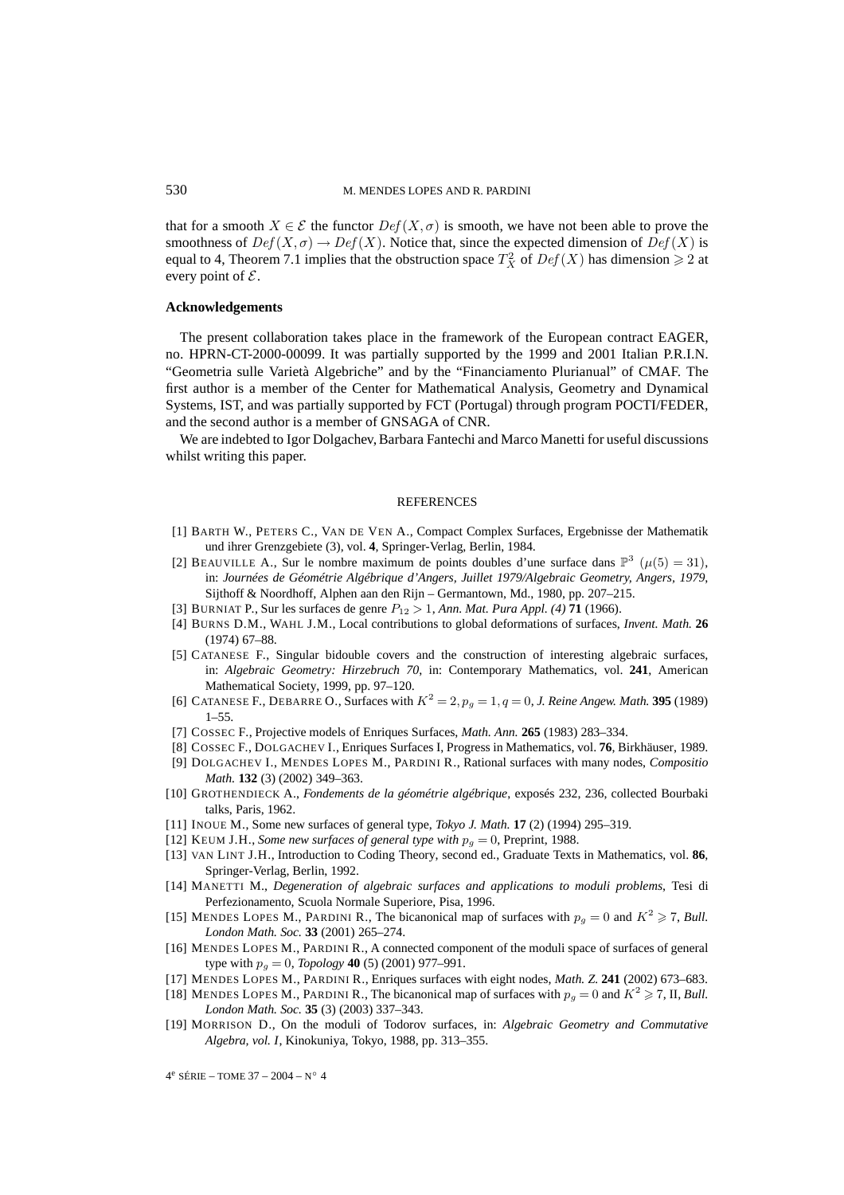that for a smooth $X \in \mathcal{E}$ the functor $Def(X, \sigma)$ is smooth, we have not been able to prove the smoothness of $Def(X, \sigma) \to Def(X)$. Notice that, since the expected dimension of $Def(X)$ is equal to 4, Theorem 7.1 implies that the obstruction space $T_X^2$ of $Def(X)$ has dimension $\geqslant 2$ at every point of $\mathcal{E}$.

### Acknowledgements

The present collaboration takes place in the framework of the European contract EAGER, no. HPRN-CT-2000-00099. It was partially supported by the 1999 and 2001 Italian P.R.I.N. "Geometria sulle Varietà Algebriche" and by the "Financiamento Plurianual" of CMAF. The first author is a member of the Center for Mathematical Analysis, Geometry and Dynamical Systems, IST, and was partially supported by FCT (Portugal) through program POCTI/FEDER, and the second author is a member of GNSAGA of CNR.

We are indebted to Igor Dolgachev, Barbara Fantechi and Marco Manetti for useful discussions whilst writing this paper.

## REFERENCES

[1] BARTH W., PETERS C., VAN DE VEN A., Compact Complex Surfaces, Ergebnisse der Mathematik und ihrer Grenzgebiete (3), vol. **4**, Springer-Verlag, Berlin, 1984.

[2] BEAUVILLE A., Sur le nombre maximum de points doubles d'une surface dans $\mathbb{P}^3$ $(\mu(5) = 31)$, in: *Journées de Géométrie Algébrique d'Angers, Juillet 1979/Algebraic Geometry, Angers, 1979*, Sijthoff & Noordhoff, Alphen aan den Rijn – Germantown, Md., 1980, pp. 207–215.

[3] BURNIAT P., Sur les surfaces de genre $P_{12} > 1$, *Ann. Mat. Pura Appl. (4)* **71** (1966).

[4] BURNS D.M., WAHL J.M., Local contributions to global deformations of surfaces, *Invent. Math.* **26** (1974) 67–88.

[5] CATANESE F., Singular bidouble covers and the construction of interesting algebraic surfaces, in: *Algebraic Geometry: Hirzebruch 70*, in: Contemporary Mathematics, vol. **241**, American Mathematical Society, 1999, pp. 97–120.

[6] CATANESE F., DEBARRE O., Surfaces with $K^2 = 2, p_g = 1, q = 0$, *J. Reine Angew. Math.* **395** (1989) 1–55.

[7] COSSEC F., Projective models of Enriques Surfaces, *Math. Ann.* **265** (1983) 283–334.

[8] COSSEC F., DOLGACHEV I., Enriques Surfaces I, Progress in Mathematics, vol. **76**, Birkhäuser, 1989.

[9] DOLGACHEV I., MENDES LOPES M., PARDINI R., Rational surfaces with many nodes, *Compositio Math.* **132** (3) (2002) 349–363.

[10] GROTHENDIECK A., *Fondements de la géométrie algébrique*, exposés 232, 236, collected Bourbaki talks, Paris, 1962.

[11] INOUE M., Some new surfaces of general type, *Tokyo J. Math.* **17** (2) (1994) 295–319.

[12] KEUM J.H., *Some new surfaces of general type with $p_g = 0$*, Preprint, 1988.

[13] VAN LINT J.H., Introduction to Coding Theory, second ed., Graduate Texts in Mathematics, vol. **86**, Springer-Verlag, Berlin, 1992.

[14] MANETTI M., *Degeneration of algebraic surfaces and applications to moduli problems*, Tesi di Perfezionamento, Scuola Normale Superiore, Pisa, 1996.

[15] MENDES LOPES M., PARDINI R., The bicanonical map of surfaces with $p_g = 0$ and $K^2 \geqslant 7$, *Bull. London Math. Soc.* **33** (2001) 265–274.

[16] MENDES LOPES M., PARDINI R., A connected component of the moduli space of surfaces of general type with $p_g = 0$, *Topology* **40** (5) (2001) 977–991.

[17] MENDES LOPES M., PARDINI R., Enriques surfaces with eight nodes, *Math. Z.* **241** (2002) 673–683.

[18] MENDES LOPES M., PARDINI R., The bicanonical map of surfaces with $p_g = 0$ and $K^2 \geqslant 7$, II, *Bull. London Math. Soc.* **35** (3) (2003) 337–343.

[19] MORRISON D., On the moduli of Todorov surfaces, in: *Algebraic Geometry and Commutative Algebra, vol. I*, Kinokuniya, Tokyo, 1988, pp. 313–355.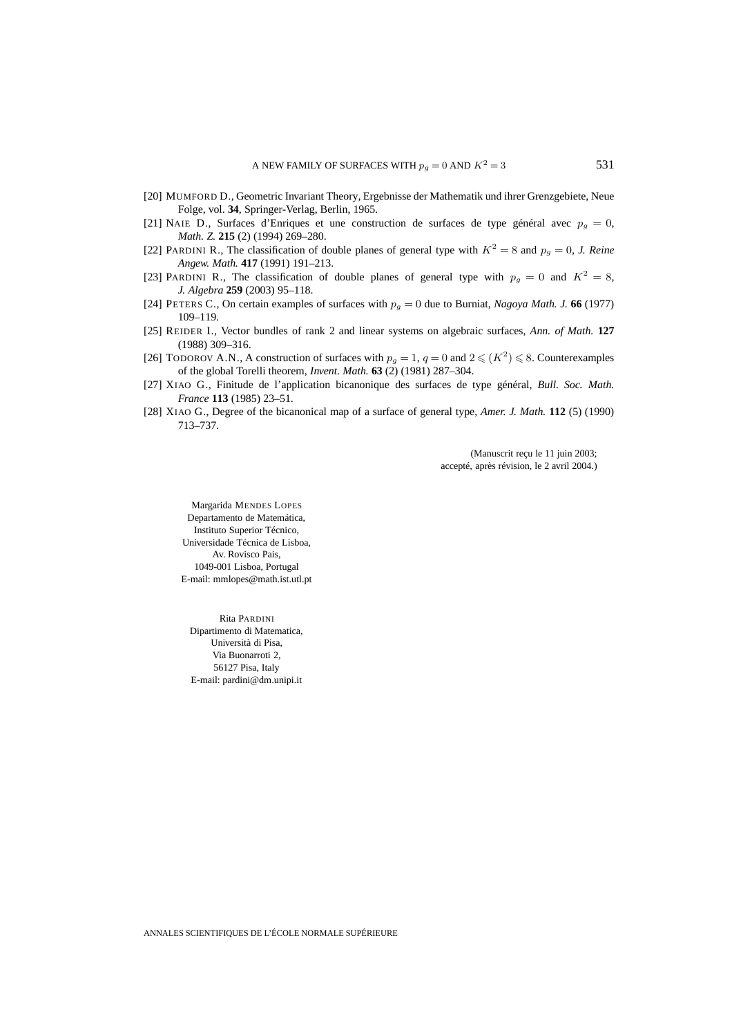[20] MUMFORD D., Geometric Invariant Theory, Ergebnisse der Mathematik und ihrer Grenzgebiete, Neue Folge, vol. **34**, Springer-Verlag, Berlin, 1965.

[21] NAIE D., Surfaces d'Enriques et une construction de surfaces de type général avec $p_g = 0$, *Math. Z.* **215** (2) (1994) 269–280.

[22] PARDINI R., The classification of double planes of general type with $K^2 = 8$ and $p_g = 0$, *J. Reine Angew. Math.* **417** (1991) 191–213.

[23] PARDINI R., The classification of double planes of general type with $p_g = 0$ and $K^2 = 8$, *J. Algebra* **259** (2003) 95–118.

[24] PETERS C., On certain examples of surfaces with $p_g = 0$ due to Burniat, *Nagoya Math. J.* **66** (1977) 109–119.

[25] REIDER I., Vector bundles of rank 2 and linear systems on algebraic surfaces, *Ann. of Math.* **127** (1988) 309–316.

[26] TODOROV A.N., A construction of surfaces with $p_g = 1$, $q = 0$ and $2 \leqslant (K^2) \leqslant 8$. Counterexamples of the global Torelli theorem, *Invent. Math.* **63** (2) (1981) 287–304.

[27] XIAO G., Finitude de l'application bicanonique des surfaces de type général, *Bull. Soc. Math. France* **113** (1985) 23–51.

[28] XIAO G., Degree of the bicanonical map of a surface of general type, *Amer. J. Math.* **112** (5) (1990) 713–737.

(Manuscrit reçu le 11 juin 2003;
accepté, après révision, le 2 avril 2004.)

Margarida MENDES LOPES
Departamento de Matemática,
Instituto Superior Técnico,
Universidade Técnica de Lisboa,
Av. Rovisco Pais,
1049-001 Lisboa, Portugal
E-mail: mmlopes@math.ist.utl.pt

Rita PARDINI
Dipartimento di Matematica,
Università di Pisa,
Via Buonarroti 2,
56127 Pisa, Italy
E-mail: pardini@dm.unipi.it